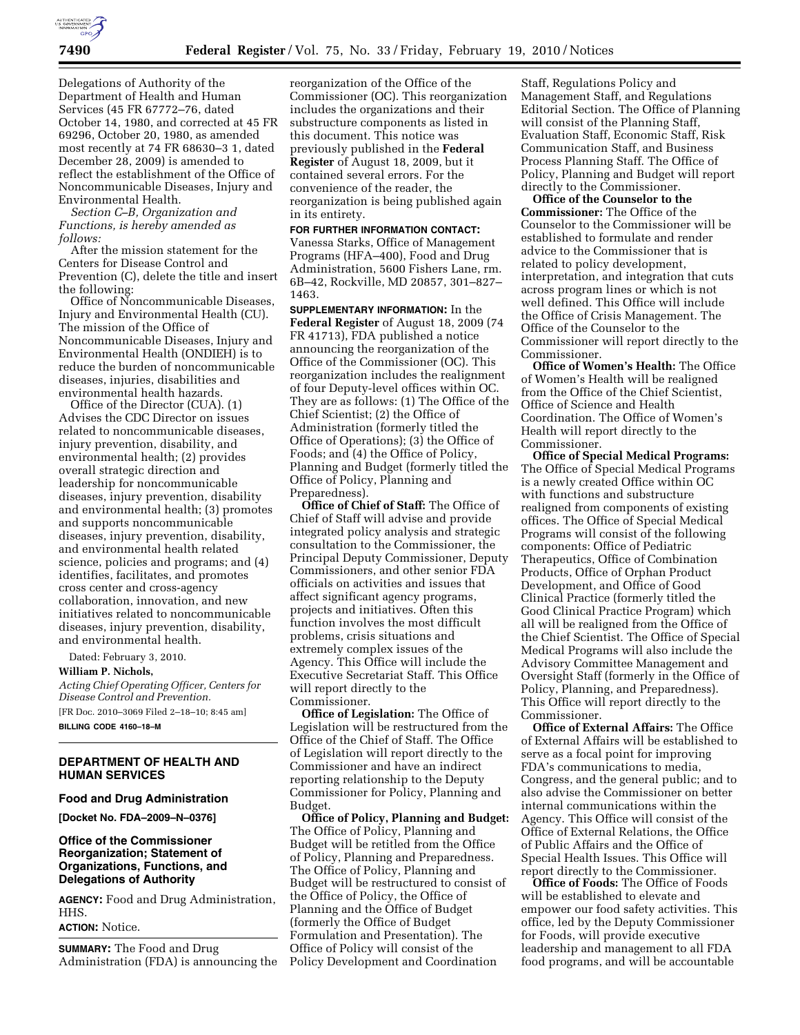Delegations of Authority of the Department of Health and Human Services (45 FR 67772–76, dated October 14, 1980, and corrected at 45 FR 69296, October 20, 1980, as amended most recently at 74 FR 68630–3 1, dated December 28, 2009) is amended to reflect the establishment of the Office of Noncommunicable Diseases, Injury and Environmental Health.

*Section C–B, Organization and Functions, is hereby amended as follows:*

After the mission statement for the Centers for Disease Control and Prevention (C), delete the title and insert the following:

Office of Noncommunicable Diseases, Injury and Environmental Health (CU). The mission of the Office of Noncommunicable Diseases, Injury and Environmental Health (ONDIEH) is to reduce the burden of noncommunicable diseases, injuries, disabilities and environmental health hazards.

Office of the Director (CUA). (1) Advises the CDC Director on issues related to noncommunicable diseases, injury prevention, disability, and environmental health; (2) provides overall strategic direction and leadership for noncommunicable diseases, injury prevention, disability and environmental health; (3) promotes and supports noncommunicable diseases, injury prevention, disability, and environmental health related science, policies and programs; and (4) identifies, facilitates, and promotes cross center and cross-agency collaboration, innovation, and new initiatives related to noncommunicable diseases, injury prevention, disability, and environmental health.

Dated: February 3, 2010.

**William P. Nichols,**

*Acting Chief Operating Officer, Centers for Disease Control and Prevention.*

[FR Doc. 2010–3069 Filed 2–18–10; 8:45 am]

**BILLING CODE 4160–18–M**

---

## DEPARTMENT OF HEALTH AND HUMAN SERVICES

### Food and Drug Administration

**[Docket No. FDA–2009–N–0376]**

### Office of the Commissioner Reorganization; Statement of Organizations, Functions, and Delegations of Authority

**AGENCY:** Food and Drug Administration, HHS.

**ACTION:** Notice.

**SUMMARY:** The Food and Drug Administration (FDA) is announcing the reorganization of the Office of the Commissioner (OC). This reorganization includes the organizations and their substructure components as listed in this document. This notice was previously published in the **Federal Register** of August 18, 2009, but it contained several errors. For the convenience of the reader, the reorganization is being published again in its entirety.

**FOR FURTHER INFORMATION CONTACT:** Vanessa Starks, Office of Management Programs (HFA–400), Food and Drug Administration, 5600 Fishers Lane, rm. 6B–42, Rockville, MD 20857, 301–827–1463.

**SUPPLEMENTARY INFORMATION:** In the **Federal Register** of August 18, 2009 (74 FR 41713), FDA published a notice announcing the reorganization of the Office of the Commissioner (OC). This reorganization includes the realignment of four Deputy-level offices within OC. They are as follows: (1) The Office of the Chief Scientist; (2) the Office of Administration (formerly titled the Office of Operations); (3) the Office of Foods; and (4) the Office of Policy, Planning and Budget (formerly titled the Office of Policy, Planning and Preparedness).

**Office of Chief of Staff:** The Office of Chief of Staff will advise and provide integrated policy analysis and strategic consultation to the Commissioner, the Principal Deputy Commissioner, Deputy Commissioners, and other senior FDA officials on activities and issues that affect significant agency programs, projects and initiatives. Often this function involves the most difficult problems, crisis situations and extremely complex issues of the Agency. This Office will include the Executive Secretariat Staff. This Office will report directly to the Commissioner.

**Office of Legislation:** The Office of Legislation will be restructured from the Office of the Chief of Staff. The Office of Legislation will report directly to the Commissioner and have an indirect reporting relationship to the Deputy Commissioner for Policy, Planning and Budget.

**Office of Policy, Planning and Budget:** The Office of Policy, Planning and Budget will be retitled from the Office of Policy, Planning and Preparedness. The Office of Policy, Planning and Budget will be restructured to consist of the Office of Policy, the Office of Planning and the Office of Budget (formerly the Office of Budget Formulation and Presentation). The Office of Policy will consist of the Policy Development and Coordination Staff, Regulations Policy and Management Staff, and Regulations Editorial Section. The Office of Planning will consist of the Planning Staff, Evaluation Staff, Economic Staff, Risk Communication Staff, and Business Process Planning Staff. The Office of Policy, Planning and Budget will report directly to the Commissioner.

**Office of the Counselor to the Commissioner:** The Office of the Counselor to the Commissioner will be established to formulate and render advice to the Commissioner that is related to policy development, interpretation, and integration that cuts across program lines or which is not well defined. This Office will include the Office of Crisis Management. The Office of the Counselor to the Commissioner will report directly to the Commissioner.

**Office of Women's Health:** The Office of Women's Health will be realigned from the Office of the Chief Scientist, Office of Science and Health Coordination. The Office of Women's Health will report directly to the Commissioner.

**Office of Special Medical Programs:** The Office of Special Medical Programs is a newly created Office within OC with functions and substructure realigned from components of existing offices. The Office of Special Medical Programs will consist of the following components: Office of Pediatric Therapeutics, Office of Combination Products, Office of Orphan Product Development, and Office of Good Clinical Practice (formerly titled the Good Clinical Practice Program) which all will be realigned from the Office of the Chief Scientist. The Office of Special Medical Programs will also include the Advisory Committee Management and Oversight Staff (formerly in the Office of Policy, Planning, and Preparedness). This Office will report directly to the Commissioner.

**Office of External Affairs:** The Office of External Affairs will be established to serve as a focal point for improving FDA's communications to media, Congress, and the general public; and to also advise the Commissioner on better internal communications within the Agency. This Office will consist of the Office of External Relations, the Office of Public Affairs and the Office of Special Health Issues. This Office will report directly to the Commissioner.

**Office of Foods:** The Office of Foods will be established to elevate and empower our food safety activities. This office, led by the Deputy Commissioner for Foods, will provide executive leadership and management to all FDA food programs, and will be accountable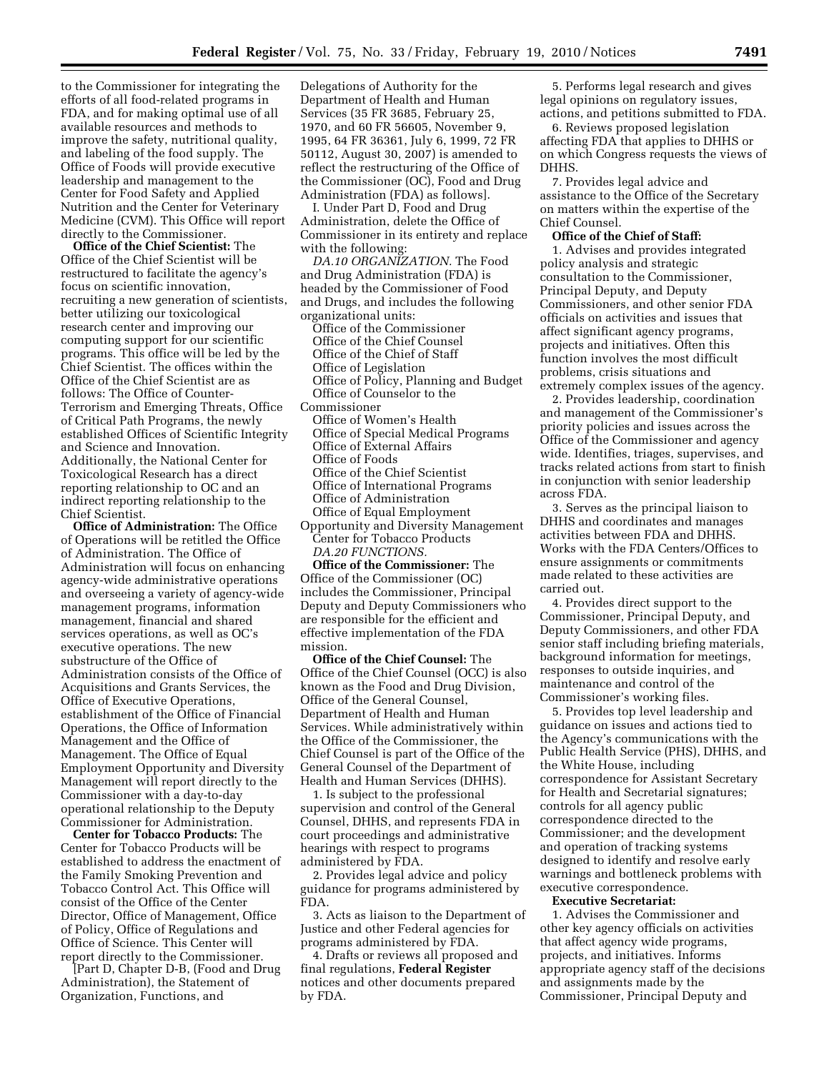to the Commissioner for integrating the efforts of all food-related programs in FDA, and for making optimal use of all available resources and methods to improve the safety, nutritional quality, and labeling of the food supply. The Office of Foods will provide executive leadership and management to the Center for Food Safety and Applied Nutrition and the Center for Veterinary Medicine (CVM). This Office will report directly to the Commissioner.

**Office of the Chief Scientist:** The Office of the Chief Scientist will be restructured to facilitate the agency's focus on scientific innovation, recruiting a new generation of scientists, better utilizing our toxicological research center and improving our computing support for our scientific programs. This office will be led by the Chief Scientist. The offices within the Office of the Chief Scientist are as follows: The Office of Counter-Terrorism and Emerging Threats, Office of Critical Path Programs, the newly established Offices of Scientific Integrity and Science and Innovation. Additionally, the National Center for Toxicological Research has a direct reporting relationship to OC and an indirect reporting relationship to the Chief Scientist.

**Office of Administration:** The Office of Operations will be retitled the Office of Administration. The Office of Administration will focus on enhancing agency-wide administrative operations and overseeing a variety of agency-wide management programs, information management, financial and shared services operations, as well as OC's executive operations. The new substructure of the Office of Administration consists of the Office of Acquisitions and Grants Services, the Office of Executive Operations, establishment of the Office of Financial Operations, the Office of Information Management and the Office of Management. The Office of Equal Employment Opportunity and Diversity Management will report directly to the Commissioner with a day-to-day operational relationship to the Deputy Commissioner for Administration.

**Center for Tobacco Products:** The Center for Tobacco Products will be established to address the enactment of the Family Smoking Prevention and Tobacco Control Act. This Office will consist of the Office of the Center Director, Office of Management, Office of Policy, Office of Regulations and Office of Science. This Center will report directly to the Commissioner.

[Part D, Chapter D-B, (Food and Drug Administration), the Statement of Organization, Functions, and Delegations of Authority for the Department of Health and Human Services (35 FR 3685, February 25, 1970, and 60 FR 56605, November 9, 1995, 64 FR 36361, July 6, 1999, 72 FR 50112, August 30, 2007) is amended to reflect the restructuring of the Office of the Commissioner (OC), Food and Drug Administration (FDA) as follows].

I. Under Part D, Food and Drug Administration, delete the Office of Commissioner in its entirety and replace with the following:

*DA.10 ORGANIZATION.* The Food and Drug Administration (FDA) is headed by the Commissioner of Food and Drugs, and includes the following organizational units:

Office of the Commissioner
Office of the Chief Counsel
Office of the Chief of Staff
Office of Legislation
Office of Policy, Planning and Budget
Office of Counselor to the Commissioner
Office of Women's Health
Office of Special Medical Programs
Office of External Affairs
Office of Foods
Office of the Chief Scientist
Office of International Programs
Office of Administration
Office of Equal Employment Opportunity and Diversity Management
Center for Tobacco Products

*DA.20 FUNCTIONS.*

**Office of the Commissioner:** The Office of the Commissioner (OC) includes the Commissioner, Principal Deputy and Deputy Commissioners who are responsible for the efficient and effective implementation of the FDA mission.

**Office of the Chief Counsel:** The Office of the Chief Counsel (OCC) is also known as the Food and Drug Division, Office of the General Counsel, Department of Health and Human Services. While administratively within the Office of the Commissioner, the Chief Counsel is part of the Office of the General Counsel of the Department of Health and Human Services (DHHS).

1. Is subject to the professional supervision and control of the General Counsel, DHHS, and represents FDA in court proceedings and administrative hearings with respect to programs administered by FDA.
2. Provides legal advice and policy guidance for programs administered by FDA.
3. Acts as liaison to the Department of Justice and other Federal agencies for programs administered by FDA.
4. Drafts or reviews all proposed and final regulations, **Federal Register** notices and other documents prepared by FDA.
5. Performs legal research and gives legal opinions on regulatory issues, actions, and petitions submitted to FDA.
6. Reviews proposed legislation affecting FDA that applies to DHHS or on which Congress requests the views of DHHS.
7. Provides legal advice and assistance to the Office of the Secretary on matters within the expertise of the Chief Counsel.

**Office of the Chief of Staff:**

1. Advises and provides integrated policy analysis and strategic consultation to the Commissioner, Principal Deputy, and Deputy Commissioners, and other senior FDA officials on activities and issues that affect significant agency programs, projects and initiatives. Often this function involves the most difficult problems, crisis situations and extremely complex issues of the agency.
2. Provides leadership, coordination and management of the Commissioner's priority policies and issues across the Office of the Commissioner and agency wide. Identifies, triages, supervises, and tracks related actions from start to finish in conjunction with senior leadership across FDA.
3. Serves as the principal liaison to DHHS and coordinates and manages activities between FDA and DHHS. Works with the FDA Centers/Offices to ensure assignments or commitments made related to these activities are carried out.
4. Provides direct support to the Commissioner, Principal Deputy, and Deputy Commissioners, and other FDA senior staff including briefing materials, background information for meetings, responses to outside inquiries, and maintenance and control of the Commissioner's working files.
5. Provides top level leadership and guidance on issues and actions tied to the Agency's communications with the Public Health Service (PHS), DHHS, and the White House, including correspondence for Assistant Secretary for Health and Secretarial signatures; controls for all agency public correspondence directed to the Commissioner; and the development and operation of tracking systems designed to identify and resolve early warnings and bottleneck problems with executive correspondence.

**Executive Secretariat:**

1. Advises the Commissioner and other key agency officials on activities that affect agency wide programs, projects, and initiatives. Informs appropriate agency staff of the decisions and assignments made by the Commissioner, Principal Deputy and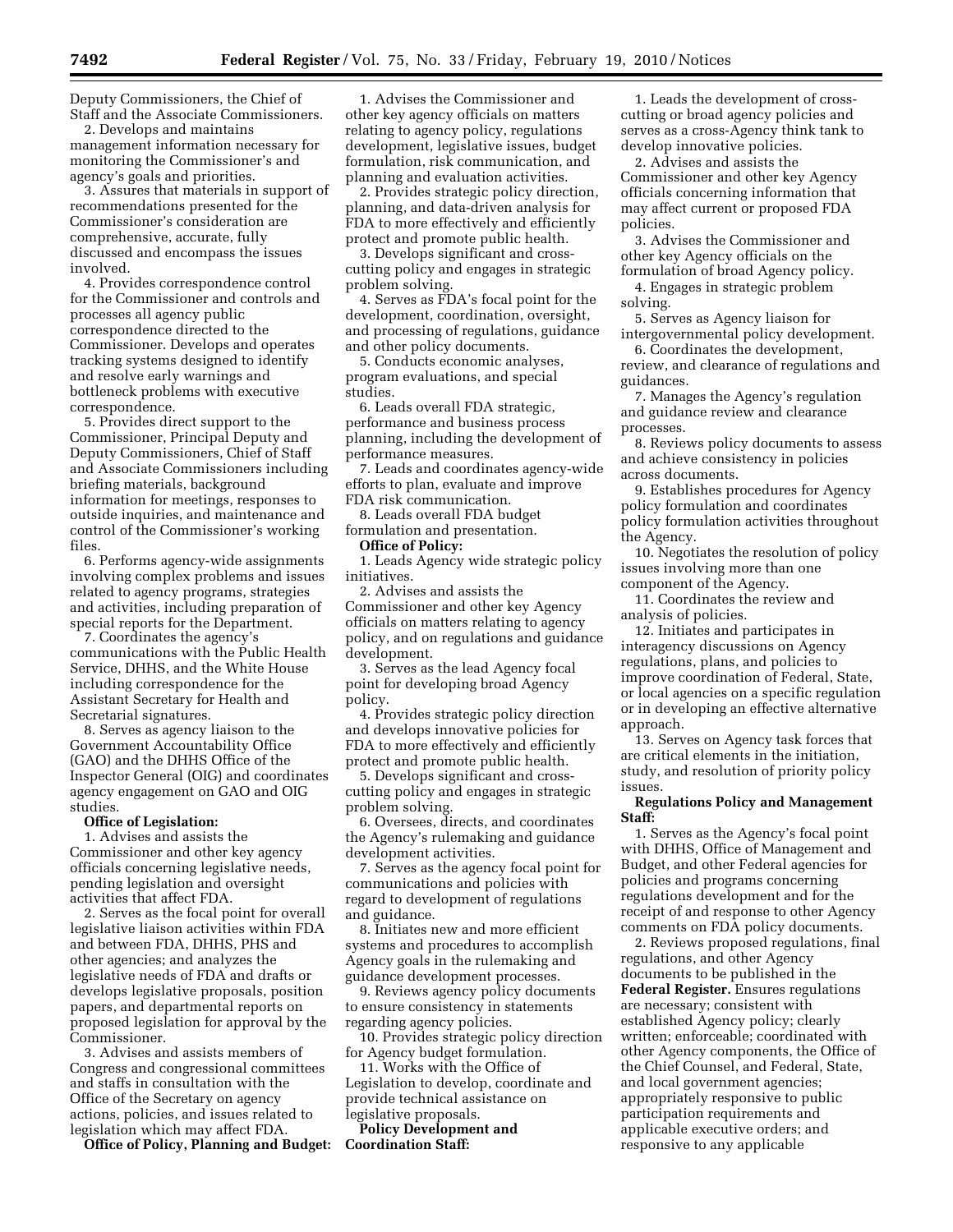Deputy Commissioners, the Chief of Staff and the Associate Commissioners.

2. Develops and maintains management information necessary for monitoring the Commissioner's and agency's goals and priorities.

3. Assures that materials in support of recommendations presented for the Commissioner's consideration are comprehensive, accurate, fully discussed and encompass the issues involved.

4. Provides correspondence control for the Commissioner and controls and processes all agency public correspondence directed to the Commissioner. Develops and operates tracking systems designed to identify and resolve early warnings and bottleneck problems with executive correspondence.

5. Provides direct support to the Commissioner, Principal Deputy and Deputy Commissioners, Chief of Staff and Associate Commissioners including briefing materials, background information for meetings, responses to outside inquiries, and maintenance and control of the Commissioner's working files.

6. Performs agency-wide assignments involving complex problems and issues related to agency programs, strategies and activities, including preparation of special reports for the Department.

7. Coordinates the agency's communications with the Public Health Service, DHHS, and the White House including correspondence for the Assistant Secretary for Health and Secretarial signatures.

8. Serves as agency liaison to the Government Accountability Office (GAO) and the DHHS Office of the Inspector General (OIG) and coordinates agency engagement on GAO and OIG studies.

**Office of Legislation:**

1. Advises and assists the Commissioner and other key agency officials concerning legislative needs, pending legislation and oversight activities that affect FDA.

2. Serves as the focal point for overall legislative liaison activities within FDA and between FDA, DHHS, PHS and other agencies; and analyzes the legislative needs of FDA and drafts or develops legislative proposals, position papers, and departmental reports on proposed legislation for approval by the Commissioner.

3. Advises and assists members of Congress and congressional committees and staffs in consultation with the Office of the Secretary on agency actions, policies, and issues related to legislation which may affect FDA.

**Office of Policy, Planning and Budget:**

1. Advises the Commissioner and other key agency officials on matters relating to agency policy, regulations development, legislative issues, budget formulation, risk communication, and planning and evaluation activities.

2. Provides strategic policy direction, planning, and data-driven analysis for FDA to more effectively and efficiently protect and promote public health.

3. Develops significant and cross-cutting policy and engages in strategic problem solving.

4. Serves as FDA's focal point for the development, coordination, oversight, and processing of regulations, guidance and other policy documents.

5. Conducts economic analyses, program evaluations, and special studies.

6. Leads overall FDA strategic, performance and business process planning, including the development of performance measures.

7. Leads and coordinates agency-wide efforts to plan, evaluate and improve FDA risk communication.

8. Leads overall FDA budget formulation and presentation.

**Office of Policy:**

1. Leads Agency wide strategic policy initiatives.

2. Advises and assists the Commissioner and other key Agency officials on matters relating to agency policy, and on regulations and guidance development.

3. Serves as the lead Agency focal point for developing broad Agency policy.

4. Provides strategic policy direction and develops innovative policies for FDA to more effectively and efficiently protect and promote public health.

5. Develops significant and cross-cutting policy and engages in strategic problem solving.

6. Oversees, directs, and coordinates the Agency's rulemaking and guidance development activities.

7. Serves as the agency focal point for communications and policies with regard to development of regulations and guidance.

8. Initiates new and more efficient systems and procedures to accomplish Agency goals in the rulemaking and guidance development processes.

9. Reviews agency policy documents to ensure consistency in statements regarding agency policies.

10. Provides strategic policy direction for Agency budget formulation.

11. Works with the Office of Legislation to develop, coordinate and provide technical assistance on legislative proposals.

**Policy Development and Coordination Staff:**

1. Leads the development of cross-cutting or broad agency policies and serves as a cross-Agency think tank to develop innovative policies.

2. Advises and assists the Commissioner and other key Agency officials concerning information that may affect current or proposed FDA policies.

3. Advises the Commissioner and other key Agency officials on the formulation of broad Agency policy.

4. Engages in strategic problem solving.

5. Serves as Agency liaison for intergovernmental policy development.

6. Coordinates the development, review, and clearance of regulations and guidances.

7. Manages the Agency's regulation and guidance review and clearance processes.

8. Reviews policy documents to assess and achieve consistency in policies across documents.

9. Establishes procedures for Agency policy formulation and coordinates policy formulation activities throughout the Agency.

10. Negotiates the resolution of policy issues involving more than one component of the Agency.

11. Coordinates the review and analysis of policies.

12. Initiates and participates in interagency discussions on Agency regulations, plans, and policies to improve coordination of Federal, State, or local agencies on a specific regulation or in developing an effective alternative approach.

13. Serves on Agency task forces that are critical elements in the initiation, study, and resolution of priority policy issues.

**Regulations Policy and Management Staff:**

1. Serves as the Agency's focal point with DHHS, Office of Management and Budget, and other Federal agencies for policies and programs concerning regulations development and for the receipt of and response to other Agency comments on FDA policy documents.

2. Reviews proposed regulations, final regulations, and other Agency documents to be published in the **Federal Register.** Ensures regulations are necessary; consistent with established Agency policy; clearly written; enforceable; coordinated with other Agency components, the Office of the Chief Counsel, and Federal, State, and local government agencies; appropriately responsive to public participation requirements and applicable executive orders; and responsive to any applicable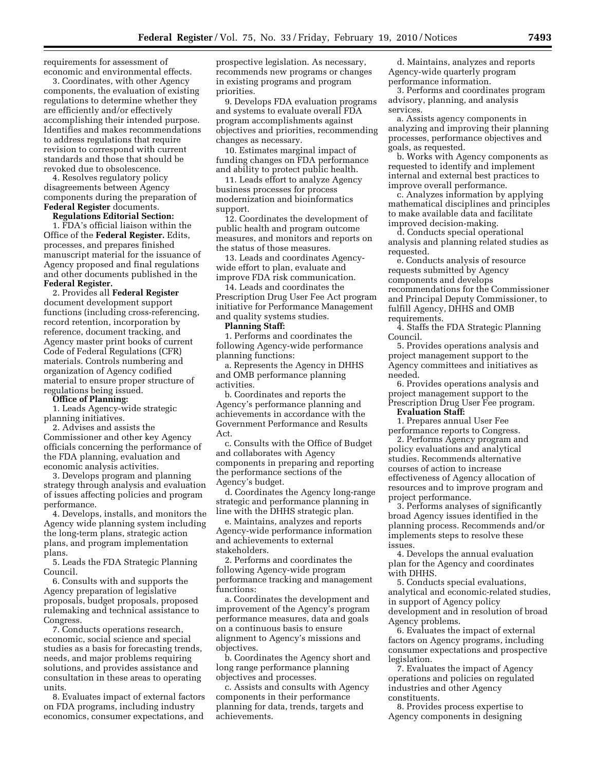requirements for assessment of economic and environmental effects.

3. Coordinates, with other Agency components, the evaluation of existing regulations to determine whether they are efficiently and/or effectively accomplishing their intended purpose. Identifies and makes recommendations to address regulations that require revision to correspond with current standards and those that should be revoked due to obsolescence.

4. Resolves regulatory policy disagreements between Agency components during the preparation of **Federal Register** documents.

**Regulations Editorial Section:**

1. FDA's official liaison within the Office of the **Federal Register.** Edits, processes, and prepares finished manuscript material for the issuance of Agency proposed and final regulations and other documents published in the **Federal Register.**

2. Provides all **Federal Register** document development support functions (including cross-referencing, record retention, incorporation by reference, document tracking, and Agency master print books of current Code of Federal Regulations (CFR) materials. Controls numbering and organization of Agency codified material to ensure proper structure of regulations being issued.

**Office of Planning:**

1. Leads Agency-wide strategic planning initiatives.

2. Advises and assists the Commissioner and other key Agency officials concerning the performance of the FDA planning, evaluation and economic analysis activities.

3. Develops program and planning strategy through analysis and evaluation of issues affecting policies and program performance.

4. Develops, installs, and monitors the Agency wide planning system including the long-term plans, strategic action plans, and program implementation plans.

5. Leads the FDA Strategic Planning Council.

6. Consults with and supports the Agency preparation of legislative proposals, budget proposals, proposed rulemaking and technical assistance to Congress.

7. Conducts operations research, economic, social science and special studies as a basis for forecasting trends, needs, and major problems requiring solutions, and provides assistance and consultation in these areas to operating units.

8. Evaluates impact of external factors on FDA programs, including industry economics, consumer expectations, and prospective legislation. As necessary, recommends new programs or changes in existing programs and program priorities.

9. Develops FDA evaluation programs and systems to evaluate overall FDA program accomplishments against objectives and priorities, recommending changes as necessary.

10. Estimates marginal impact of funding changes on FDA performance and ability to protect public health.

11. Leads effort to analyze Agency business processes for process modernization and bioinformatics support.

12. Coordinates the development of public health and program outcome measures, and monitors and reports on the status of those measures.

13. Leads and coordinates Agency-wide effort to plan, evaluate and improve FDA risk communication.

14. Leads and coordinates the Prescription Drug User Fee Act program initiative for Performance Management and quality systems studies.

**Planning Staff:**

1. Performs and coordinates the following Agency-wide performance planning functions:

a. Represents the Agency in DHHS and OMB performance planning activities.

b. Coordinates and reports the Agency's performance planning and achievements in accordance with the Government Performance and Results Act.

c. Consults with the Office of Budget and collaborates with Agency components in preparing and reporting the performance sections of the Agency's budget.

d. Coordinates the Agency long-range strategic and performance planning in line with the DHHS strategic plan.

e. Maintains, analyzes and reports Agency-wide performance information and achievements to external stakeholders.

2. Performs and coordinates the following Agency-wide program performance tracking and management functions:

a. Coordinates the development and improvement of the Agency's program performance measures, data and goals on a continuous basis to ensure alignment to Agency's missions and objectives.

b. Coordinates the Agency short and long range performance planning objectives and processes.

c. Assists and consults with Agency components in their performance planning for data, trends, targets and achievements.

d. Maintains, analyzes and reports Agency-wide quarterly program performance information.

3. Performs and coordinates program advisory, planning, and analysis services.

a. Assists agency components in analyzing and improving their planning processes, performance objectives and goals, as requested.

b. Works with Agency components as requested to identify and implement internal and external best practices to improve overall performance.

c. Analyzes information by applying mathematical disciplines and principles to make available data and facilitate improved decision-making.

d. Conducts special operational analysis and planning related studies as requested.

e. Conducts analysis of resource requests submitted by Agency components and develops recommendations for the Commissioner and Principal Deputy Commissioner, to fulfill Agency, DHHS and OMB requirements.

4. Staffs the FDA Strategic Planning Council.

5. Provides operations analysis and project management support to the Agency committees and initiatives as needed.

6. Provides operations analysis and project management support to the Prescription Drug User Fee program.

**Evaluation Staff:**

1. Prepares annual User Fee performance reports to Congress.

2. Performs Agency program and policy evaluations and analytical studies. Recommends alternative courses of action to increase effectiveness of Agency allocation of resources and to improve program and project performance.

3. Performs analyses of significantly broad Agency issues identified in the planning process. Recommends and/or implements steps to resolve these issues.

4. Develops the annual evaluation plan for the Agency and coordinates with DHHS.

5. Conducts special evaluations, analytical and economic-related studies, in support of Agency policy development and in resolution of broad Agency problems.

6. Evaluates the impact of external factors on Agency programs, including consumer expectations and prospective legislation.

7. Evaluates the impact of Agency operations and policies on regulated industries and other Agency constituents.

8. Provides process expertise to Agency components in designing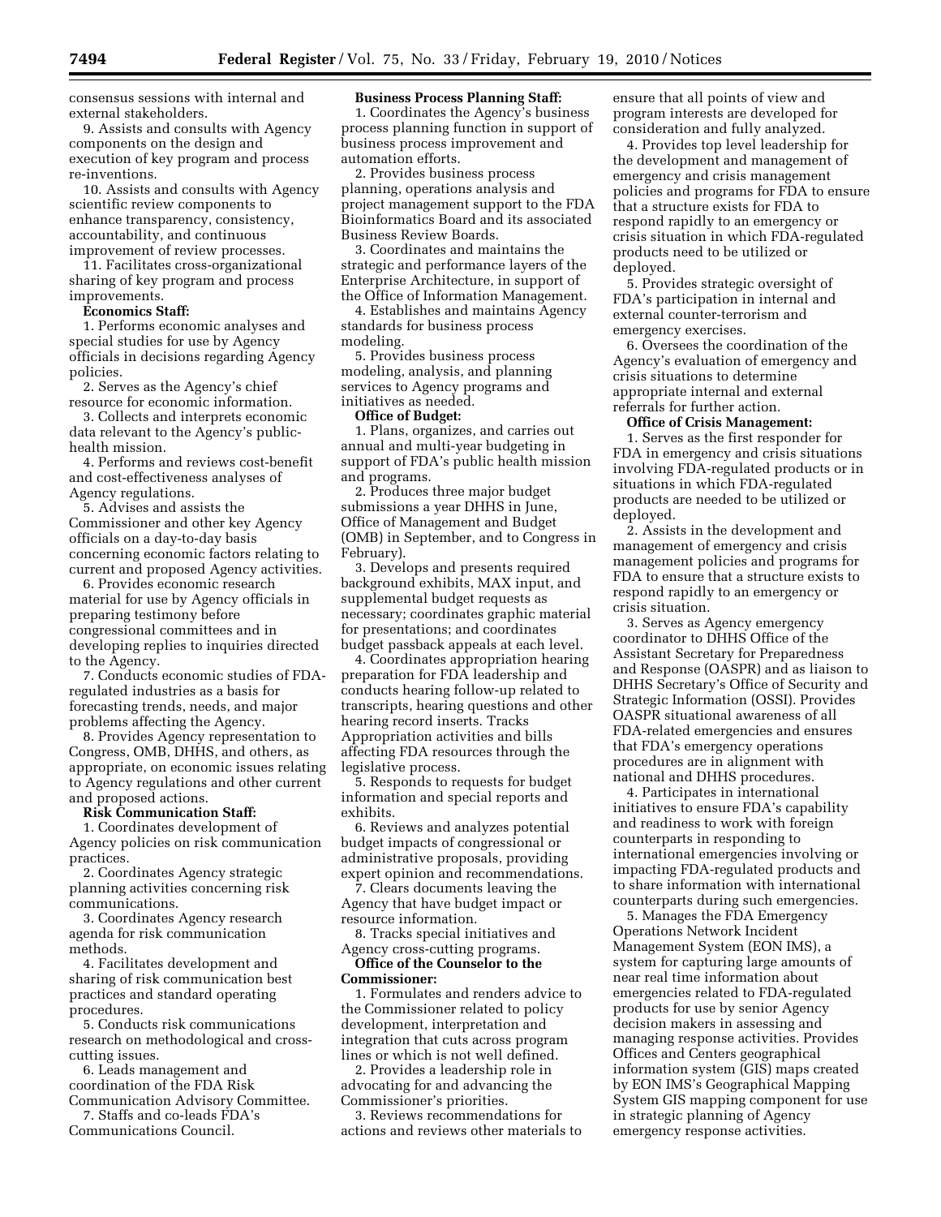consensus sessions with internal and external stakeholders.

9. Assists and consults with Agency components on the design and execution of key program and process re-inventions.

10. Assists and consults with Agency scientific review components to enhance transparency, consistency, accountability, and continuous improvement of review processes.

11. Facilitates cross-organizational sharing of key program and process improvements.

**Economics Staff:**

1. Performs economic analyses and special studies for use by Agency officials in decisions regarding Agency policies.

2. Serves as the Agency's chief resource for economic information.

3. Collects and interprets economic data relevant to the Agency's public-health mission.

4. Performs and reviews cost-benefit and cost-effectiveness analyses of Agency regulations.

5. Advises and assists the Commissioner and other key Agency officials on a day-to-day basis concerning economic factors relating to current and proposed Agency activities.

6. Provides economic research material for use by Agency officials in preparing testimony before congressional committees and in developing replies to inquiries directed to the Agency.

7. Conducts economic studies of FDA-regulated industries as a basis for forecasting trends, needs, and major problems affecting the Agency.

8. Provides Agency representation to Congress, OMB, DHHS, and others, as appropriate, on economic issues relating to Agency regulations and other current and proposed actions.

**Risk Communication Staff:**

1. Coordinates development of Agency policies on risk communication practices.

2. Coordinates Agency strategic planning activities concerning risk communications.

3. Coordinates Agency research agenda for risk communication methods.

4. Facilitates development and sharing of risk communication best practices and standard operating procedures.

5. Conducts risk communications research on methodological and cross-cutting issues.

6. Leads management and coordination of the FDA Risk Communication Advisory Committee.

7. Staffs and co-leads FDA's Communications Council.

**Business Process Planning Staff:**

1. Coordinates the Agency's business process planning function in support of business process improvement and automation efforts.

2. Provides business process planning, operations analysis and project management support to the FDA Bioinformatics Board and its associated Business Review Boards.

3. Coordinates and maintains the strategic and performance layers of the Enterprise Architecture, in support of the Office of Information Management.

4. Establishes and maintains Agency standards for business process modeling.

5. Provides business process modeling, analysis, and planning services to Agency programs and initiatives as needed.

**Office of Budget:**

1. Plans, organizes, and carries out annual and multi-year budgeting in support of FDA's public health mission and programs.

2. Produces three major budget submissions a year DHHS in June, Office of Management and Budget (OMB) in September, and to Congress in February).

3. Develops and presents required background exhibits, MAX input, and supplemental budget requests as necessary; coordinates graphic material for presentations; and coordinates budget passback appeals at each level.

4. Coordinates appropriation hearing preparation for FDA leadership and conducts hearing follow-up related to transcripts, hearing questions and other hearing record inserts. Tracks Appropriation activities and bills affecting FDA resources through the legislative process.

5. Responds to requests for budget information and special reports and exhibits.

6. Reviews and analyzes potential budget impacts of congressional or administrative proposals, providing expert opinion and recommendations.

7. Clears documents leaving the Agency that have budget impact or resource information.

8. Tracks special initiatives and Agency cross-cutting programs.

**Office of the Counselor to the Commissioner:**

1. Formulates and renders advice to the Commissioner related to policy development, interpretation and integration that cuts across program lines or which is not well defined.

2. Provides a leadership role in advocating for and advancing the Commissioner's priorities.

3. Reviews recommendations for actions and reviews other materials to ensure that all points of view and program interests are developed for consideration and fully analyzed.

4. Provides top level leadership for the development and management of emergency and crisis management policies and programs for FDA to ensure that a structure exists for FDA to respond rapidly to an emergency or crisis situation in which FDA-regulated products need to be utilized or deployed.

5. Provides strategic oversight of FDA's participation in internal and external counter-terrorism and emergency exercises.

6. Oversees the coordination of the Agency's evaluation of emergency and crisis situations to determine appropriate internal and external referrals for further action.

**Office of Crisis Management:**

1. Serves as the first responder for FDA in emergency and crisis situations involving FDA-regulated products or in situations in which FDA-regulated products are needed to be utilized or deployed.

2. Assists in the development and management of emergency and crisis management policies and programs for FDA to ensure that a structure exists to respond rapidly to an emergency or crisis situation.

3. Serves as Agency emergency coordinator to DHHS Office of the Assistant Secretary for Preparedness and Response (OASPR) and as liaison to DHHS Secretary's Office of Security and Strategic Information (OSSI). Provides OASPR situational awareness of all FDA-related emergencies and ensures that FDA's emergency operations procedures are in alignment with national and DHHS procedures.

4. Participates in international initiatives to ensure FDA's capability and readiness to work with foreign counterparts in responding to international emergencies involving or impacting FDA-regulated products and to share information with international counterparts during such emergencies.

5. Manages the FDA Emergency Operations Network Incident Management System (EON IMS), a system for capturing large amounts of near real time information about emergencies related to FDA-regulated products for use by senior Agency decision makers in assessing and managing response activities. Provides Offices and Centers geographical information system (GIS) maps created by EON IMS's Geographical Mapping System GIS mapping component for use in strategic planning of Agency emergency response activities.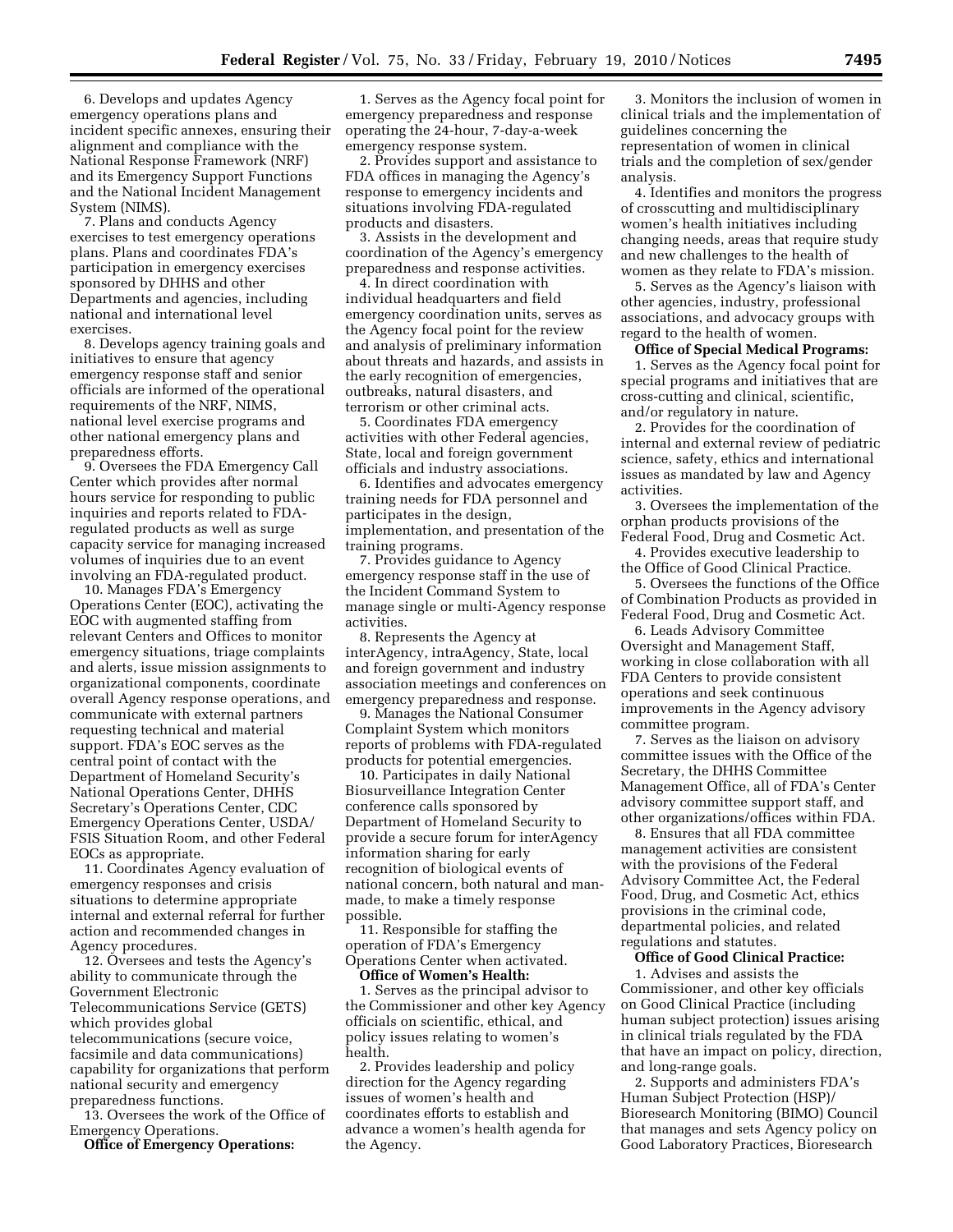6. Develops and updates Agency emergency operations plans and incident specific annexes, ensuring their alignment and compliance with the National Response Framework (NRF) and its Emergency Support Functions and the National Incident Management System (NIMS).

7. Plans and conducts Agency exercises to test emergency operations plans. Plans and coordinates FDA's participation in emergency exercises sponsored by DHHS and other Departments and agencies, including national and international level exercises.

8. Develops agency training goals and initiatives to ensure that agency emergency response staff and senior officials are informed of the operational requirements of the NRF, NIMS, national level exercise programs and other national emergency plans and preparedness efforts.

9. Oversees the FDA Emergency Call Center which provides after normal hours service for responding to public inquiries and reports related to FDA-regulated products as well as surge capacity service for managing increased volumes of inquiries due to an event involving an FDA-regulated product.

10. Manages FDA's Emergency Operations Center (EOC), activating the EOC with augmented staffing from relevant Centers and Offices to monitor emergency situations, triage complaints and alerts, issue mission assignments to organizational components, coordinate overall Agency response operations, and communicate with external partners requesting technical and material support. FDA's EOC serves as the central point of contact with the Department of Homeland Security's National Operations Center, DHHS Secretary's Operations Center, CDC Emergency Operations Center, USDA/FSIS Situation Room, and other Federal EOCs as appropriate.

11. Coordinates Agency evaluation of emergency responses and crisis situations to determine appropriate internal and external referral for further action and recommended changes in Agency procedures.

12. Oversees and tests the Agency's ability to communicate through the Government Electronic Telecommunications Service (GETS) which provides global telecommunications (secure voice, facsimile and data communications) capability for organizations that perform national security and emergency preparedness functions.

13. Oversees the work of the Office of Emergency Operations.

**Office of Emergency Operations:**

1. Serves as the Agency focal point for emergency preparedness and response operating the 24-hour, 7-day-a-week emergency response system.

2. Provides support and assistance to FDA offices in managing the Agency's response to emergency incidents and situations involving FDA-regulated products and disasters.

3. Assists in the development and coordination of the Agency's emergency preparedness and response activities.

4. In direct coordination with individual headquarters and field emergency coordination units, serves as the Agency focal point for the review and analysis of preliminary information about threats and hazards, and assists in the early recognition of emergencies, outbreaks, natural disasters, and terrorism or other criminal acts.

5. Coordinates FDA emergency activities with other Federal agencies, State, local and foreign government officials and industry associations.

6. Identifies and advocates emergency training needs for FDA personnel and participates in the design, implementation, and presentation of the training programs.

7. Provides guidance to Agency emergency response staff in the use of the Incident Command System to manage single or multi-Agency response activities.

8. Represents the Agency at interAgency, intraAgency, State, local and foreign government and industry association meetings and conferences on emergency preparedness and response.

9. Manages the National Consumer Complaint System which monitors reports of problems with FDA-regulated products for potential emergencies.

10. Participates in daily National Biosurveillance Integration Center conference calls sponsored by Department of Homeland Security to provide a secure forum for interAgency information sharing for early recognition of biological events of national concern, both natural and man-made, to make a timely response possible.

11. Responsible for staffing the operation of FDA's Emergency Operations Center when activated.

**Office of Women's Health:**

1. Serves as the principal advisor to the Commissioner and other key Agency officials on scientific, ethical, and policy issues relating to women's health.

2. Provides leadership and policy direction for the Agency regarding issues of women's health and coordinates efforts to establish and advance a women's health agenda for the Agency.

3. Monitors the inclusion of women in clinical trials and the implementation of guidelines concerning the representation of women in clinical trials and the completion of sex/gender analysis.

4. Identifies and monitors the progress of crosscutting and multidisciplinary women's health initiatives including changing needs, areas that require study and new challenges to the health of women as they relate to FDA's mission.

5. Serves as the Agency's liaison with other agencies, industry, professional associations, and advocacy groups with regard to the health of women.

**Office of Special Medical Programs:**

1. Serves as the Agency focal point for special programs and initiatives that are cross-cutting and clinical, scientific, and/or regulatory in nature.

2. Provides for the coordination of internal and external review of pediatric science, safety, ethics and international issues as mandated by law and Agency activities.

3. Oversees the implementation of the orphan products provisions of the Federal Food, Drug and Cosmetic Act.

4. Provides executive leadership to the Office of Good Clinical Practice.

5. Oversees the functions of the Office of Combination Products as provided in Federal Food, Drug and Cosmetic Act.

6. Leads Advisory Committee Oversight and Management Staff, working in close collaboration with all FDA Centers to provide consistent operations and seek continuous improvements in the Agency advisory committee program.

7. Serves as the liaison on advisory committee issues with the Office of the Secretary, the DHHS Committee Management Office, all of FDA's Center advisory committee support staff, and other organizations/offices within FDA.

8. Ensures that all FDA committee management activities are consistent with the provisions of the Federal Advisory Committee Act, the Federal Food, Drug, and Cosmetic Act, ethics provisions in the criminal code, departmental policies, and related regulations and statutes.

**Office of Good Clinical Practice:**

1. Advises and assists the Commissioner, and other key officials on Good Clinical Practice (including human subject protection) issues arising in clinical trials regulated by the FDA that have an impact on policy, direction, and long-range goals.

2. Supports and administers FDA's Human Subject Protection (HSP)/Bioresearch Monitoring (BIMO) Council that manages and sets Agency policy on Good Laboratory Practices, Bioresearch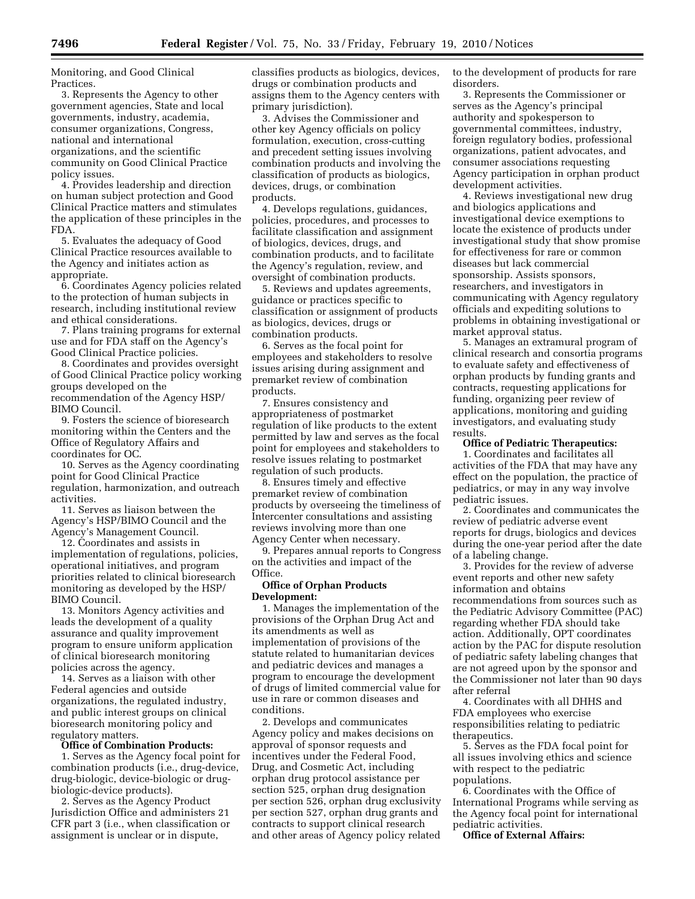Monitoring, and Good Clinical Practices.

3. Represents the Agency to other government agencies, State and local governments, industry, academia, consumer organizations, Congress, national and international organizations, and the scientific community on Good Clinical Practice policy issues.

4. Provides leadership and direction on human subject protection and Good Clinical Practice matters and stimulates the application of these principles in the FDA.

5. Evaluates the adequacy of Good Clinical Practice resources available to the Agency and initiates action as appropriate.

6. Coordinates Agency policies related to the protection of human subjects in research, including institutional review and ethical considerations.

7. Plans training programs for external use and for FDA staff on the Agency's Good Clinical Practice policies.

8. Coordinates and provides oversight of Good Clinical Practice policy working groups developed on the recommendation of the Agency HSP/BIMO Council.

9. Fosters the science of bioresearch monitoring within the Centers and the Office of Regulatory Affairs and coordinates for OC.

10. Serves as the Agency coordinating point for Good Clinical Practice regulation, harmonization, and outreach activities.

11. Serves as liaison between the Agency's HSP/BIMO Council and the Agency's Management Council.

12. Coordinates and assists in implementation of regulations, policies, operational initiatives, and program priorities related to clinical bioresearch monitoring as developed by the HSP/BIMO Council.

13. Monitors Agency activities and leads the development of a quality assurance and quality improvement program to ensure uniform application of clinical bioresearch monitoring policies across the agency.

14. Serves as a liaison with other Federal agencies and outside organizations, the regulated industry, and public interest groups on clinical bioresearch monitoring policy and regulatory matters.

**Office of Combination Products:**

1. Serves as the Agency focal point for combination products (i.e., drug-device, drug-biologic, device-biologic or drug-biologic-device products).

2. Serves as the Agency Product Jurisdiction Office and administers 21 CFR part 3 (i.e., when classification or assignment is unclear or in dispute, classifies products as biologics, devices, drugs or combination products and assigns them to the Agency centers with primary jurisdiction).

3. Advises the Commissioner and other key Agency officials on policy formulation, execution, cross-cutting and precedent setting issues involving combination products and involving the classification of products as biologics, devices, drugs, or combination products.

4. Develops regulations, guidances, policies, procedures, and processes to facilitate classification and assignment of biologics, devices, drugs, and combination products, and to facilitate the Agency's regulation, review, and oversight of combination products.

5. Reviews and updates agreements, guidance or practices specific to classification or assignment of products as biologics, devices, drugs or combination products.

6. Serves as the focal point for employees and stakeholders to resolve issues arising during assignment and premarket review of combination products.

7. Ensures consistency and appropriateness of postmarket regulation of like products to the extent permitted by law and serves as the focal point for employees and stakeholders to resolve issues relating to postmarket regulation of such products.

8. Ensures timely and effective premarket review of combination products by overseeing the timeliness of Intercenter consultations and assisting reviews involving more than one Agency Center when necessary.

9. Prepares annual reports to Congress on the activities and impact of the Office.

**Office of Orphan Products Development:**

1. Manages the implementation of the provisions of the Orphan Drug Act and its amendments as well as implementation of provisions of the statute related to humanitarian devices and pediatric devices and manages a program to encourage the development of drugs of limited commercial value for use in rare or common diseases and conditions.

2. Develops and communicates Agency policy and makes decisions on approval of sponsor requests and incentives under the Federal Food, Drug, and Cosmetic Act, including orphan drug protocol assistance per section 525, orphan drug designation per section 526, orphan drug exclusivity per section 527, orphan drug grants and contracts to support clinical research and other areas of Agency policy related to the development of products for rare disorders.

3. Represents the Commissioner or serves as the Agency's principal authority and spokesperson to governmental committees, industry, foreign regulatory bodies, professional organizations, patient advocates, and consumer associations requesting Agency participation in orphan product development activities.

4. Reviews investigational new drug and biologics applications and investigational device exemptions to locate the existence of products under investigational study that show promise for effectiveness for rare or common diseases but lack commercial sponsorship. Assists sponsors, researchers, and investigators in communicating with Agency regulatory officials and expediting solutions to problems in obtaining investigational or market approval status.

5. Manages an extramural program of clinical research and consortia programs to evaluate safety and effectiveness of orphan products by funding grants and contracts, requesting applications for funding, organizing peer review of applications, monitoring and guiding investigators, and evaluating study results.

**Office of Pediatric Therapeutics:**

1. Coordinates and facilitates all activities of the FDA that may have any effect on the population, the practice of pediatrics, or may in any way involve pediatric issues.

2. Coordinates and communicates the review of pediatric adverse event reports for drugs, biologics and devices during the one-year period after the date of a labeling change.

3. Provides for the review of adverse event reports and other new safety information and obtains recommendations from sources such as the Pediatric Advisory Committee (PAC) regarding whether FDA should take action. Additionally, OPT coordinates action by the PAC for dispute resolution of pediatric safety labeling changes that are not agreed upon by the sponsor and the Commissioner not later than 90 days after referral

4. Coordinates with all DHHS and FDA employees who exercise responsibilities relating to pediatric therapeutics.

5. Serves as the FDA focal point for all issues involving ethics and science with respect to the pediatric populations.

6. Coordinates with the Office of International Programs while serving as the Agency focal point for international pediatric activities.

**Office of External Affairs:**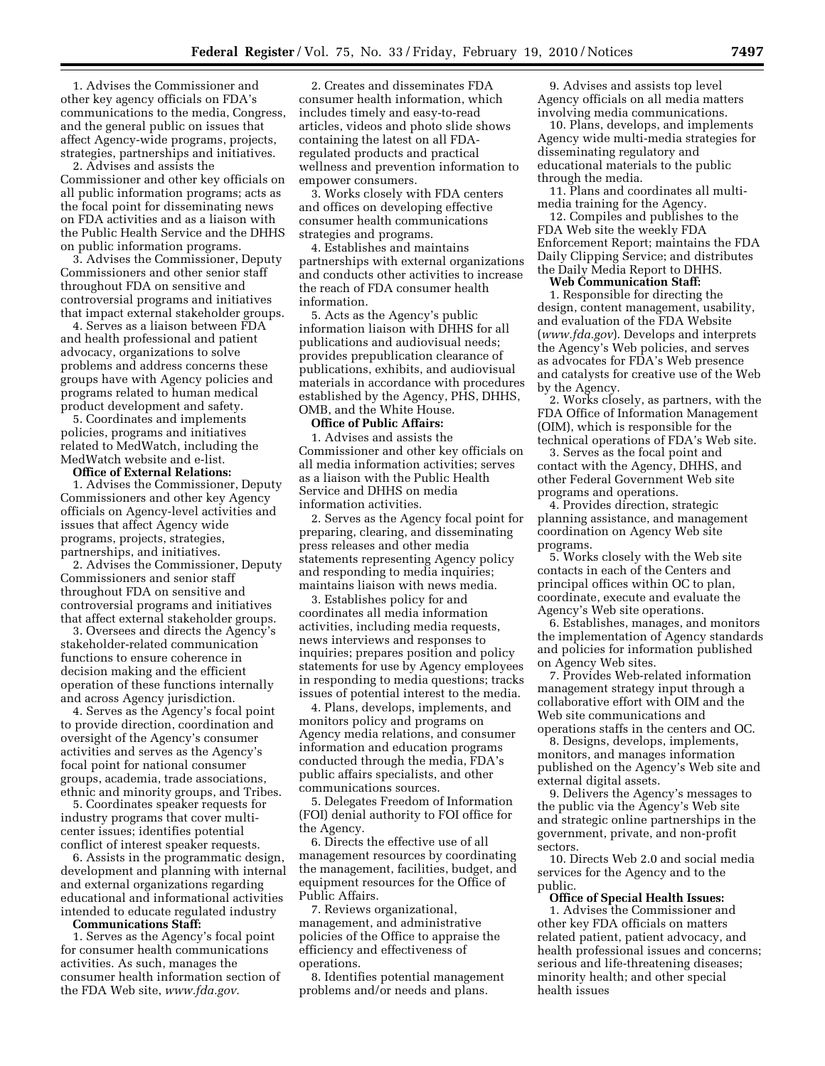1. Advises the Commissioner and other key agency officials on FDA's communications to the media, Congress, and the general public on issues that affect Agency-wide programs, projects, strategies, partnerships and initiatives.

2. Advises and assists the Commissioner and other key officials on all public information programs; acts as the focal point for disseminating news on FDA activities and as a liaison with the Public Health Service and the DHHS on public information programs.

3. Advises the Commissioner, Deputy Commissioners and other senior staff throughout FDA on sensitive and controversial programs and initiatives that impact external stakeholder groups.

4. Serves as a liaison between FDA and health professional and patient advocacy, organizations to solve problems and address concerns these groups have with Agency policies and programs related to human medical product development and safety.

5. Coordinates and implements policies, programs and initiatives related to MedWatch, including the MedWatch website and e-list.

**Office of External Relations:**

1. Advises the Commissioner, Deputy Commissioners and other key Agency officials on Agency-level activities and issues that affect Agency wide programs, projects, strategies, partnerships, and initiatives.

2. Advises the Commissioner, Deputy Commissioners and senior staff throughout FDA on sensitive and controversial programs and initiatives that affect external stakeholder groups.

3. Oversees and directs the Agency's stakeholder-related communication functions to ensure coherence in decision making and the efficient operation of these functions internally and across Agency jurisdiction.

4. Serves as the Agency's focal point to provide direction, coordination and oversight of the Agency's consumer activities and serves as the Agency's focal point for national consumer groups, academia, trade associations, ethnic and minority groups, and Tribes.

5. Coordinates speaker requests for industry programs that cover multi-center issues; identifies potential conflict of interest speaker requests.

6. Assists in the programmatic design, development and planning with internal and external organizations regarding educational and informational activities intended to educate regulated industry

**Communications Staff:**

1. Serves as the Agency's focal point for consumer health communications activities. As such, manages the consumer health information section of the FDA Web site, *www.fda.gov*.

2. Creates and disseminates FDA consumer health information, which includes timely and easy-to-read articles, videos and photo slide shows containing the latest on all FDA-regulated products and practical wellness and prevention information to empower consumers.

3. Works closely with FDA centers and offices on developing effective consumer health communications strategies and programs.

4. Establishes and maintains partnerships with external organizations and conducts other activities to increase the reach of FDA consumer health information.

5. Acts as the Agency's public information liaison with DHHS for all publications and audiovisual needs; provides prepublication clearance of publications, exhibits, and audiovisual materials in accordance with procedures established by the Agency, PHS, DHHS, OMB, and the White House.

**Office of Public Affairs:**

1. Advises and assists the Commissioner and other key officials on all media information activities; serves as a liaison with the Public Health Service and DHHS on media information activities.

2. Serves as the Agency focal point for preparing, clearing, and disseminating press releases and other media statements representing Agency policy and responding to media inquiries; maintains liaison with news media.

3. Establishes policy for and coordinates all media information activities, including media requests, news interviews and responses to inquiries; prepares position and policy statements for use by Agency employees in responding to media questions; tracks issues of potential interest to the media.

4. Plans, develops, implements, and monitors policy and programs on Agency media relations, and consumer information and education programs conducted through the media, FDA's public affairs specialists, and other communications sources.

5. Delegates Freedom of Information (FOI) denial authority to FOI office for the Agency.

6. Directs the effective use of all management resources by coordinating the management, facilities, budget, and equipment resources for the Office of Public Affairs.

7. Reviews organizational, management, and administrative policies of the Office to appraise the efficiency and effectiveness of operations.

8. Identifies potential management problems and/or needs and plans.

9. Advises and assists top level Agency officials on all media matters involving media communications.

10. Plans, develops, and implements Agency wide multi-media strategies for disseminating regulatory and educational materials to the public through the media.

11. Plans and coordinates all multi-media training for the Agency.

12. Compiles and publishes to the FDA Web site the weekly FDA Enforcement Report; maintains the FDA Daily Clipping Service; and distributes the Daily Media Report to DHHS.

**Web Communication Staff:**

1. Responsible for directing the design, content management, usability, and evaluation of the FDA Website (*www.fda.gov*). Develops and interprets the Agency's Web policies, and serves as advocates for FDA's Web presence and catalysts for creative use of the Web by the Agency.

2. Works closely, as partners, with the FDA Office of Information Management (OIM), which is responsible for the technical operations of FDA's Web site.

3. Serves as the focal point and contact with the Agency, DHHS, and other Federal Government Web site programs and operations.

4. Provides direction, strategic planning assistance, and management coordination on Agency Web site programs.

5. Works closely with the Web site contacts in each of the Centers and principal offices within OC to plan, coordinate, execute and evaluate the Agency's Web site operations.

6. Establishes, manages, and monitors the implementation of Agency standards and policies for information published on Agency Web sites.

7. Provides Web-related information management strategy input through a collaborative effort with OIM and the Web site communications and operations staffs in the centers and OC.

8. Designs, develops, implements, monitors, and manages information published on the Agency's Web site and external digital assets.

9. Delivers the Agency's messages to the public via the Agency's Web site and strategic online partnerships in the government, private, and non-profit sectors.

10. Directs Web 2.0 and social media services for the Agency and to the public.

**Office of Special Health Issues:**

1. Advises the Commissioner and other key FDA officials on matters related patient, patient advocacy, and health professional issues and concerns; serious and life-threatening diseases; minority health; and other special health issues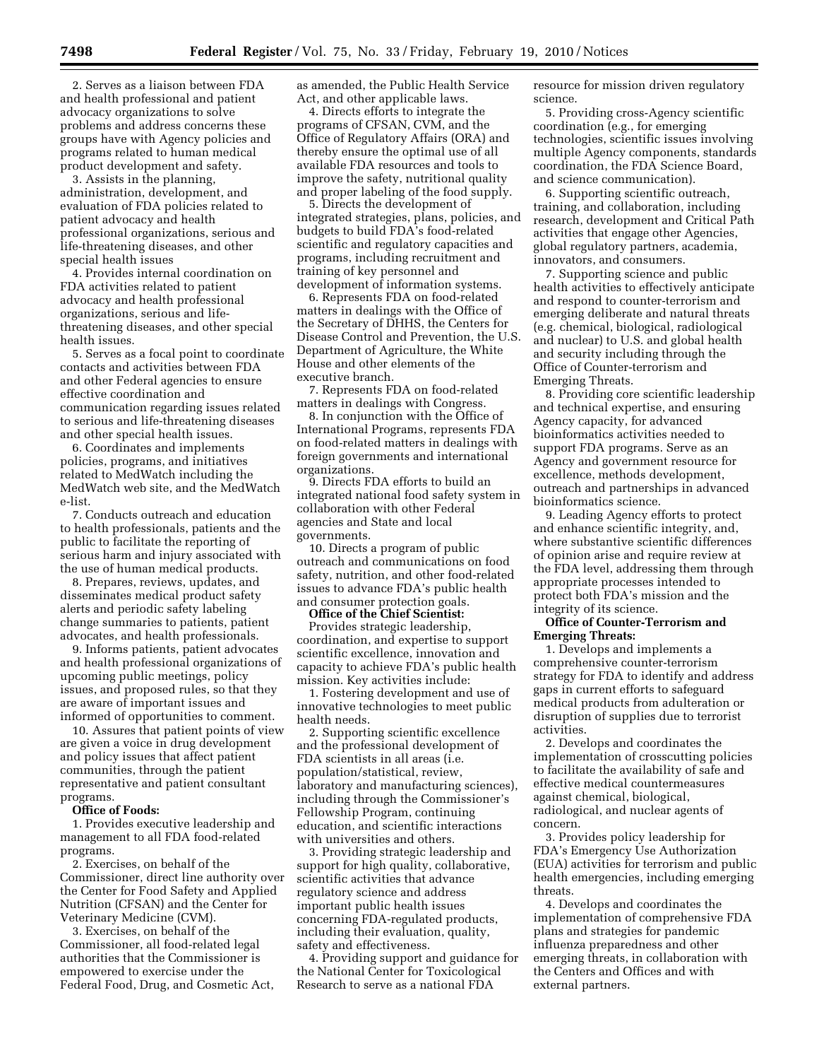2. Serves as a liaison between FDA and health professional and patient advocacy organizations to solve problems and address concerns these groups have with Agency policies and programs related to human medical product development and safety.

3. Assists in the planning, administration, development, and evaluation of FDA policies related to patient advocacy and health professional organizations, serious and life-threatening diseases, and other special health issues

4. Provides internal coordination on FDA activities related to patient advocacy and health professional organizations, serious and life-threatening diseases, and other special health issues.

5. Serves as a focal point to coordinate contacts and activities between FDA and other Federal agencies to ensure effective coordination and communication regarding issues related to serious and life-threatening diseases and other special health issues.

6. Coordinates and implements policies, programs, and initiatives related to MedWatch including the MedWatch web site, and the MedWatch e-list.

7. Conducts outreach and education to health professionals, patients and the public to facilitate the reporting of serious harm and injury associated with the use of human medical products.

8. Prepares, reviews, updates, and disseminates medical product safety alerts and periodic safety labeling change summaries to patients, patient advocates, and health professionals.

9. Informs patients, patient advocates and health professional organizations of upcoming public meetings, policy issues, and proposed rules, so that they are aware of important issues and informed of opportunities to comment.

10. Assures that patient points of view are given a voice in drug development and policy issues that affect patient communities, through the patient representative and patient consultant programs.

**Office of Foods:**

1. Provides executive leadership and management to all FDA food-related programs.

2. Exercises, on behalf of the Commissioner, direct line authority over the Center for Food Safety and Applied Nutrition (CFSAN) and the Center for Veterinary Medicine (CVM).

3. Exercises, on behalf of the Commissioner, all food-related legal authorities that the Commissioner is empowered to exercise under the Federal Food, Drug, and Cosmetic Act, as amended, the Public Health Service Act, and other applicable laws.

4. Directs efforts to integrate the programs of CFSAN, CVM, and the Office of Regulatory Affairs (ORA) and thereby ensure the optimal use of all available FDA resources and tools to improve the safety, nutritional quality and proper labeling of the food supply.

5. Directs the development of integrated strategies, plans, policies, and budgets to build FDA's food-related scientific and regulatory capacities and programs, including recruitment and training of key personnel and development of information systems.

6. Represents FDA on food-related matters in dealings with the Office of the Secretary of DHHS, the Centers for Disease Control and Prevention, the U.S. Department of Agriculture, the White House and other elements of the executive branch.

7. Represents FDA on food-related matters in dealings with Congress.

8. In conjunction with the Office of International Programs, represents FDA on food-related matters in dealings with foreign governments and international organizations.

9. Directs FDA efforts to build an integrated national food safety system in collaboration with other Federal agencies and State and local governments.

10. Directs a program of public outreach and communications on food safety, nutrition, and other food-related issues to advance FDA's public health and consumer protection goals.

**Office of the Chief Scientist:**

Provides strategic leadership, coordination, and expertise to support scientific excellence, innovation and capacity to achieve FDA's public health mission. Key activities include:

1. Fostering development and use of innovative technologies to meet public health needs.

2. Supporting scientific excellence and the professional development of FDA scientists in all areas (i.e. population/statistical, review, laboratory and manufacturing sciences), including through the Commissioner's Fellowship Program, continuing education, and scientific interactions with universities and others.

3. Providing strategic leadership and support for high quality, collaborative, scientific activities that advance regulatory science and address important public health issues concerning FDA-regulated products, including their evaluation, quality, safety and effectiveness.

4. Providing support and guidance for the National Center for Toxicological Research to serve as a national FDA resource for mission driven regulatory science.

5. Providing cross-Agency scientific coordination (e.g., for emerging technologies, scientific issues involving multiple Agency components, standards coordination, the FDA Science Board, and science communication).

6. Supporting scientific outreach, training, and collaboration, including research, development and Critical Path activities that engage other Agencies, global regulatory partners, academia, innovators, and consumers.

7. Supporting science and public health activities to effectively anticipate and respond to counter-terrorism and emerging deliberate and natural threats (e.g. chemical, biological, radiological and nuclear) to U.S. and global health and security including through the Office of Counter-terrorism and Emerging Threats.

8. Providing core scientific leadership and technical expertise, and ensuring Agency capacity, for advanced bioinformatics activities needed to support FDA programs. Serve as an Agency and government resource for excellence, methods development, outreach and partnerships in advanced bioinformatics science.

9. Leading Agency efforts to protect and enhance scientific integrity, and, where substantive scientific differences of opinion arise and require review at the FDA level, addressing them through appropriate processes intended to protect both FDA's mission and the integrity of its science.

**Office of Counter-Terrorism and Emerging Threats:**

1. Develops and implements a comprehensive counter-terrorism strategy for FDA to identify and address gaps in current efforts to safeguard medical products from adulteration or disruption of supplies due to terrorist activities.

2. Develops and coordinates the implementation of crosscutting policies to facilitate the availability of safe and effective medical countermeasures against chemical, biological, radiological, and nuclear agents of concern.

3. Provides policy leadership for FDA's Emergency Use Authorization (EUA) activities for terrorism and public health emergencies, including emerging threats.

4. Develops and coordinates the implementation of comprehensive FDA plans and strategies for pandemic influenza preparedness and other emerging threats, in collaboration with the Centers and Offices and with external partners.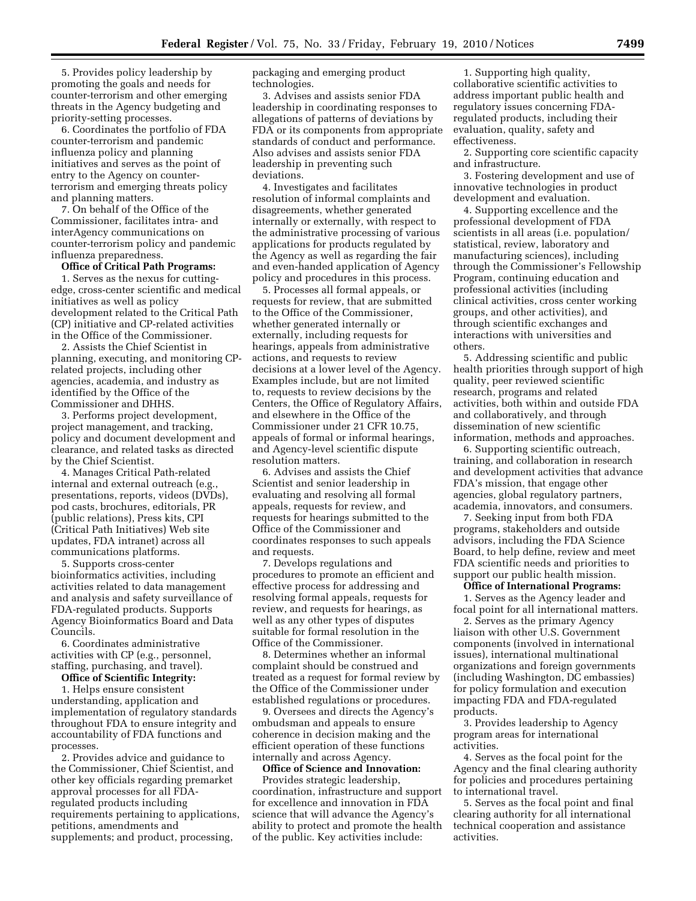5. Provides policy leadership by promoting the goals and needs for counter-terrorism and other emerging threats in the Agency budgeting and priority-setting processes.

6. Coordinates the portfolio of FDA counter-terrorism and pandemic influenza policy and planning initiatives and serves as the point of entry to the Agency on counter-terrorism and emerging threats policy and planning matters.

7. On behalf of the Office of the Commissioner, facilitates intra- and interAgency communications on counter-terrorism policy and pandemic influenza preparedness.

**Office of Critical Path Programs:**

1. Serves as the nexus for cutting-edge, cross-center scientific and medical initiatives as well as policy development related to the Critical Path (CP) initiative and CP-related activities in the Office of the Commissioner.

2. Assists the Chief Scientist in planning, executing, and monitoring CP-related projects, including other agencies, academia, and industry as identified by the Office of the Commissioner and DHHS.

3. Performs project development, project management, and tracking, policy and document development and clearance, and related tasks as directed by the Chief Scientist.

4. Manages Critical Path-related internal and external outreach (e.g., presentations, reports, videos (DVDs), pod casts, brochures, editorials, PR (public relations), Press kits, CPI (Critical Path Initiatives) Web site updates, FDA intranet) across all communications platforms.

5. Supports cross-center bioinformatics activities, including activities related to data management and analysis and safety surveillance of FDA-regulated products. Supports Agency Bioinformatics Board and Data Councils.

6. Coordinates administrative activities with CP (e.g., personnel, staffing, purchasing, and travel).

**Office of Scientific Integrity:**

1. Helps ensure consistent understanding, application and implementation of regulatory standards throughout FDA to ensure integrity and accountability of FDA functions and processes.

2. Provides advice and guidance to the Commissioner, Chief Scientist, and other key officials regarding premarket approval processes for all FDA-regulated products including requirements pertaining to applications, petitions, amendments and supplements; and product, processing, packaging and emerging product technologies.

3. Advises and assists senior FDA leadership in coordinating responses to allegations of patterns of deviations by FDA or its components from appropriate standards of conduct and performance. Also advises and assists senior FDA leadership in preventing such deviations.

4. Investigates and facilitates resolution of informal complaints and disagreements, whether generated internally or externally, with respect to the administrative processing of various applications for products regulated by the Agency as well as regarding the fair and even-handed application of Agency policy and procedures in this process.

5. Processes all formal appeals, or requests for review, that are submitted to the Office of the Commissioner, whether generated internally or externally, including requests for hearings, appeals from administrative actions, and requests to review decisions at a lower level of the Agency. Examples include, but are not limited to, requests to review decisions by the Centers, the Office of Regulatory Affairs, and elsewhere in the Office of the Commissioner under 21 CFR 10.75, appeals of formal or informal hearings, and Agency-level scientific dispute resolution matters.

6. Advises and assists the Chief Scientist and senior leadership in evaluating and resolving all formal appeals, requests for review, and requests for hearings submitted to the Office of the Commissioner and coordinates responses to such appeals and requests.

7. Develops regulations and procedures to promote an efficient and effective process for addressing and resolving formal appeals, requests for review, and requests for hearings, as well as any other types of disputes suitable for formal resolution in the Office of the Commissioner.

8. Determines whether an informal complaint should be construed and treated as a request for formal review by the Office of the Commissioner under established regulations or procedures.

9. Oversees and directs the Agency's ombudsman and appeals to ensure coherence in decision making and the efficient operation of these functions internally and across Agency.

**Office of Science and Innovation:**

Provides strategic leadership, coordination, infrastructure and support for excellence and innovation in FDA science that will advance the Agency's ability to protect and promote the health of the public. Key activities include:

1. Supporting high quality, collaborative scientific activities to address important public health and regulatory issues concerning FDA-regulated products, including their evaluation, quality, safety and effectiveness.

2. Supporting core scientific capacity and infrastructure.

3. Fostering development and use of innovative technologies in product development and evaluation.

4. Supporting excellence and the professional development of FDA scientists in all areas (i.e. population/statistical, review, laboratory and manufacturing sciences), including through the Commissioner's Fellowship Program, continuing education and professional activities (including clinical activities, cross center working groups, and other activities), and through scientific exchanges and interactions with universities and others.

5. Addressing scientific and public health priorities through support of high quality, peer reviewed scientific research, programs and related activities, both within and outside FDA and collaboratively, and through dissemination of new scientific information, methods and approaches.

6. Supporting scientific outreach, training, and collaboration in research and development activities that advance FDA's mission, that engage other agencies, global regulatory partners, academia, innovators, and consumers.

7. Seeking input from both FDA programs, stakeholders and outside advisors, including the FDA Science Board, to help define, review and meet FDA scientific needs and priorities to support our public health mission.

**Office of International Programs:**

1. Serves as the Agency leader and focal point for all international matters.

2. Serves as the primary Agency liaison with other U.S. Government components (involved in international issues), international multinational organizations and foreign governments (including Washington, DC embassies) for policy formulation and execution impacting FDA and FDA-regulated products.

3. Provides leadership to Agency program areas for international activities.

4. Serves as the focal point for the Agency and the final clearing authority for policies and procedures pertaining to international travel.

5. Serves as the focal point and final clearing authority for all international technical cooperation and assistance activities.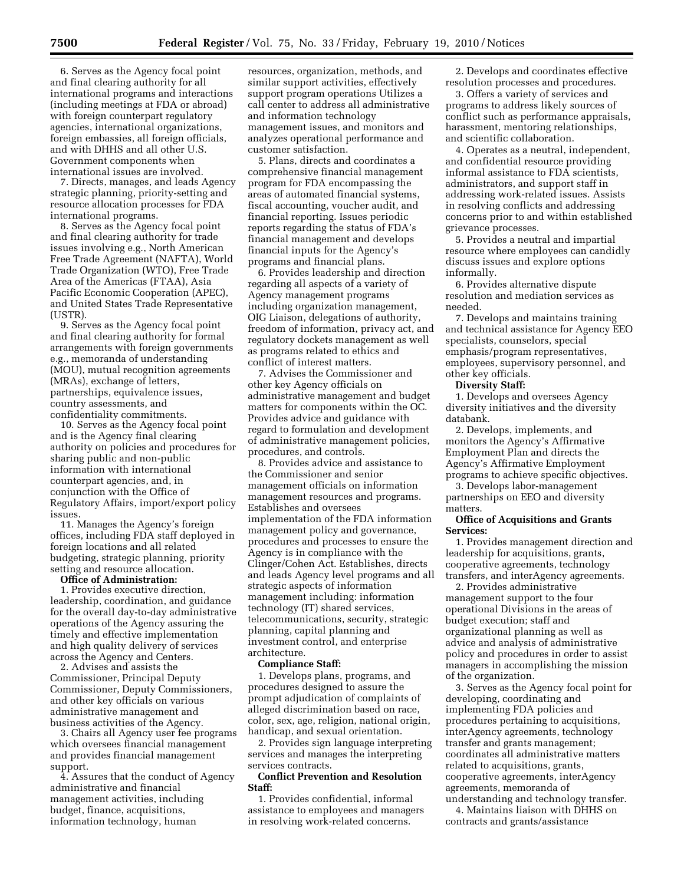6. Serves as the Agency focal point and final clearing authority for all international programs and interactions (including meetings at FDA or abroad) with foreign counterpart regulatory agencies, international organizations, foreign embassies, all foreign officials, and with DHHS and all other U.S. Government components when international issues are involved.

7. Directs, manages, and leads Agency strategic planning, priority-setting and resource allocation processes for FDA international programs.

8. Serves as the Agency focal point and final clearing authority for trade issues involving e.g., North American Free Trade Agreement (NAFTA), World Trade Organization (WTO), Free Trade Area of the Americas (FTAA), Asia Pacific Economic Cooperation (APEC), and United States Trade Representative (USTR).

9. Serves as the Agency focal point and final clearing authority for formal arrangements with foreign governments e.g., memoranda of understanding (MOU), mutual recognition agreements (MRAs), exchange of letters, partnerships, equivalence issues, country assessments, and confidentiality commitments.

10. Serves as the Agency focal point and is the Agency final clearing authority on policies and procedures for sharing public and non-public information with international counterpart agencies, and, in conjunction with the Office of Regulatory Affairs, import/export policy issues.

11. Manages the Agency's foreign offices, including FDA staff deployed in foreign locations and all related budgeting, strategic planning, priority setting and resource allocation.

**Office of Administration:**

1. Provides executive direction, leadership, coordination, and guidance for the overall day-to-day administrative operations of the Agency assuring the timely and effective implementation and high quality delivery of services across the Agency and Centers.

2. Advises and assists the Commissioner, Principal Deputy Commissioner, Deputy Commissioners, and other key officials on various administrative management and business activities of the Agency.

3. Chairs all Agency user fee programs which oversees financial management and provides financial management support.

4. Assures that the conduct of Agency administrative and financial management activities, including budget, finance, acquisitions, information technology, human resources, organization, methods, and similar support activities, effectively support program operations Utilizes a call center to address all administrative and information technology management issues, and monitors and analyzes operational performance and customer satisfaction.

5. Plans, directs and coordinates a comprehensive financial management program for FDA encompassing the areas of automated financial systems, fiscal accounting, voucher audit, and financial reporting. Issues periodic reports regarding the status of FDA's financial management and develops financial inputs for the Agency's programs and financial plans.

6. Provides leadership and direction regarding all aspects of a variety of Agency management programs including organization management, OIG Liaison, delegations of authority, freedom of information, privacy act, and regulatory dockets management as well as programs related to ethics and conflict of interest matters.

7. Advises the Commissioner and other key Agency officials on administrative management and budget matters for components within the OC. Provides advice and guidance with regard to formulation and development of administrative management policies, procedures, and controls.

8. Provides advice and assistance to the Commissioner and senior management officials on information management resources and programs. Establishes and oversees implementation of the FDA information management policy and governance, procedures and processes to ensure the Agency is in compliance with the Clinger/Cohen Act. Establishes, directs and leads Agency level programs and all strategic aspects of information management including: information technology (IT) shared services, telecommunications, security, strategic planning, capital planning and investment control, and enterprise architecture.

**Compliance Staff:**

1. Develops plans, programs, and procedures designed to assure the prompt adjudication of complaints of alleged discrimination based on race, color, sex, age, religion, national origin, handicap, and sexual orientation.

2. Provides sign language interpreting services and manages the interpreting services contracts.

**Conflict Prevention and Resolution Staff:**

1. Provides confidential, informal assistance to employees and managers in resolving work-related concerns.

2. Develops and coordinates effective resolution processes and procedures.

3. Offers a variety of services and programs to address likely sources of conflict such as performance appraisals, harassment, mentoring relationships, and scientific collaboration.

4. Operates as a neutral, independent, and confidential resource providing informal assistance to FDA scientists, administrators, and support staff in addressing work-related issues. Assists in resolving conflicts and addressing concerns prior to and within established grievance processes.

5. Provides a neutral and impartial resource where employees can candidly discuss issues and explore options informally.

6. Provides alternative dispute resolution and mediation services as needed.

7. Develops and maintains training and technical assistance for Agency EEO specialists, counselors, special emphasis/program representatives, employees, supervisory personnel, and other key officials.

**Diversity Staff:**

1. Develops and oversees Agency diversity initiatives and the diversity databank.

2. Develops, implements, and monitors the Agency's Affirmative Employment Plan and directs the Agency's Affirmative Employment programs to achieve specific objectives.

3. Develops labor-management partnerships on EEO and diversity matters.

**Office of Acquisitions and Grants Services:**

1. Provides management direction and leadership for acquisitions, grants, cooperative agreements, technology transfers, and interAgency agreements.

2. Provides administrative management support to the four operational Divisions in the areas of budget execution; staff and organizational planning as well as advice and analysis of administrative policy and procedures in order to assist managers in accomplishing the mission of the organization.

3. Serves as the Agency focal point for developing, coordinating and implementing FDA policies and procedures pertaining to acquisitions, interAgency agreements, technology transfer and grants management; coordinates all administrative matters related to acquisitions, grants, cooperative agreements, interAgency agreements, memoranda of understanding and technology transfer.

4. Maintains liaison with DHHS on contracts and grants/assistance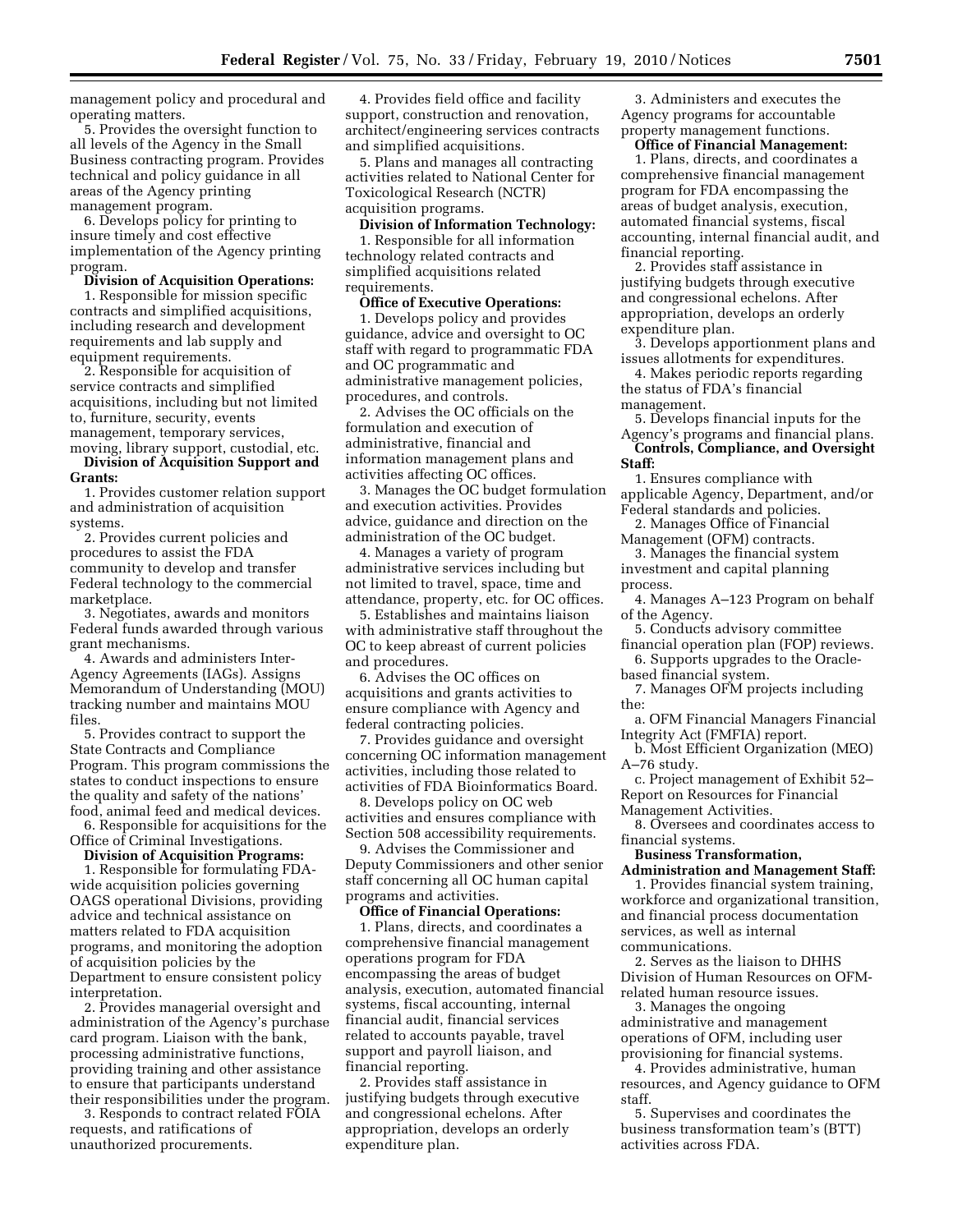management policy and procedural and operating matters.

5. Provides the oversight function to all levels of the Agency in the Small Business contracting program. Provides technical and policy guidance in all areas of the Agency printing management program.

6. Develops policy for printing to insure timely and cost effective implementation of the Agency printing program.

**Division of Acquisition Operations:**

1. Responsible for mission specific contracts and simplified acquisitions, including research and development requirements and lab supply and equipment requirements.

2. Responsible for acquisition of service contracts and simplified acquisitions, including but not limited to, furniture, security, events management, temporary services, moving, library support, custodial, etc.

**Division of Acquisition Support and Grants:**

1. Provides customer relation support and administration of acquisition systems.

2. Provides current policies and procedures to assist the FDA community to develop and transfer Federal technology to the commercial marketplace.

3. Negotiates, awards and monitors Federal funds awarded through various grant mechanisms.

4. Awards and administers Inter-Agency Agreements (IAGs). Assigns Memorandum of Understanding (MOU) tracking number and maintains MOU files.

5. Provides contract to support the State Contracts and Compliance Program. This program commissions the states to conduct inspections to ensure the quality and safety of the nations' food, animal feed and medical devices.

6. Responsible for acquisitions for the Office of Criminal Investigations.

**Division of Acquisition Programs:**

1. Responsible for formulating FDA-wide acquisition policies governing OAGS operational Divisions, providing advice and technical assistance on matters related to FDA acquisition programs, and monitoring the adoption of acquisition policies by the Department to ensure consistent policy interpretation.

2. Provides managerial oversight and administration of the Agency's purchase card program. Liaison with the bank, processing administrative functions, providing training and other assistance to ensure that participants understand their responsibilities under the program.

3. Responds to contract related FOIA requests, and ratifications of unauthorized procurements.

4. Provides field office and facility support, construction and renovation, architect/engineering services contracts and simplified acquisitions.

5. Plans and manages all contracting activities related to National Center for Toxicological Research (NCTR) acquisition programs.

**Division of Information Technology:**

1. Responsible for all information technology related contracts and simplified acquisitions related requirements.

**Office of Executive Operations:**

1. Develops policy and provides guidance, advice and oversight to OC staff with regard to programmatic FDA and OC programmatic and administrative management policies, procedures, and controls.

2. Advises the OC officials on the formulation and execution of administrative, financial and information management plans and activities affecting OC offices.

3. Manages the OC budget formulation and execution activities. Provides advice, guidance and direction on the administration of the OC budget.

4. Manages a variety of program administrative services including but not limited to travel, space, time and attendance, property, etc. for OC offices.

5. Establishes and maintains liaison with administrative staff throughout the OC to keep abreast of current policies and procedures.

6. Advises the OC offices on acquisitions and grants activities to ensure compliance with Agency and federal contracting policies.

7. Provides guidance and oversight concerning OC information management activities, including those related to activities of FDA Bioinformatics Board.

8. Develops policy on OC web activities and ensures compliance with Section 508 accessibility requirements.

9. Advises the Commissioner and Deputy Commissioners and other senior staff concerning all OC human capital programs and activities.

**Office of Financial Operations:**

1. Plans, directs, and coordinates a comprehensive financial management operations program for FDA encompassing the areas of budget analysis, execution, automated financial systems, fiscal accounting, internal financial audit, financial services related to accounts payable, travel support and payroll liaison, and financial reporting.

2. Provides staff assistance in justifying budgets through executive and congressional echelons. After appropriation, develops an orderly expenditure plan.

3. Administers and executes the Agency programs for accountable property management functions.

**Office of Financial Management:**

1. Plans, directs, and coordinates a comprehensive financial management program for FDA encompassing the areas of budget analysis, execution, automated financial systems, fiscal accounting, internal financial audit, and financial reporting.

2. Provides staff assistance in justifying budgets through executive and congressional echelons. After appropriation, develops an orderly expenditure plan.

3. Develops apportionment plans and issues allotments for expenditures.

4. Makes periodic reports regarding the status of FDA's financial management.

5. Develops financial inputs for the Agency's programs and financial plans.

**Controls, Compliance, and Oversight Staff:**

1. Ensures compliance with applicable Agency, Department, and/or Federal standards and policies.

2. Manages Office of Financial Management (OFM) contracts.

3. Manages the financial system investment and capital planning process.

4. Manages A–123 Program on behalf of the Agency.

5. Conducts advisory committee financial operation plan (FOP) reviews.

6. Supports upgrades to the Oracle-based financial system.

7. Manages OFM projects including the:

a. OFM Financial Managers Financial Integrity Act (FMFIA) report.

b. Most Efficient Organization (MEO) A–76 study.

c. Project management of Exhibit 52–Report on Resources for Financial Management Activities.

8. Oversees and coordinates access to financial systems.

**Business Transformation, Administration and Management Staff:**

1. Provides financial system training, workforce and organizational transition, and financial process documentation services, as well as internal communications.

2. Serves as the liaison to DHHS Division of Human Resources on OFM-related human resource issues.

3. Manages the ongoing administrative and management operations of OFM, including user provisioning for financial systems.

4. Provides administrative, human resources, and Agency guidance to OFM staff.

5. Supervises and coordinates the business transformation team's (BTT) activities across FDA.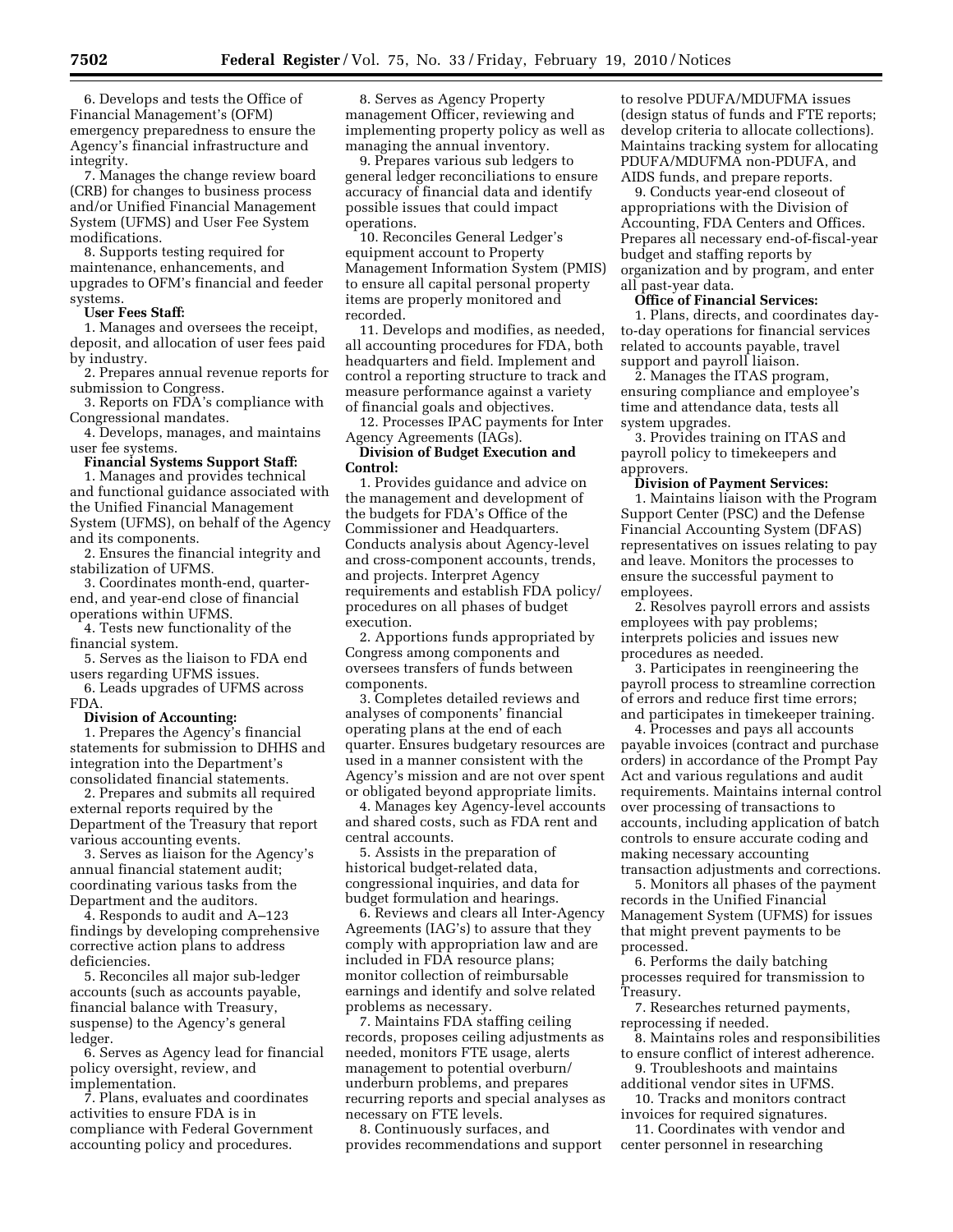6. Develops and tests the Office of Financial Management's (OFM) emergency preparedness to ensure the Agency's financial infrastructure and integrity.

7. Manages the change review board (CRB) for changes to business process and/or Unified Financial Management System (UFMS) and User Fee System modifications.

8. Supports testing required for maintenance, enhancements, and upgrades to OFM's financial and feeder systems.

**User Fees Staff:**

1. Manages and oversees the receipt, deposit, and allocation of user fees paid by industry.

2. Prepares annual revenue reports for submission to Congress.

3. Reports on FDA's compliance with Congressional mandates.

4. Develops, manages, and maintains user fee systems.

**Financial Systems Support Staff:**

1. Manages and provides technical and functional guidance associated with the Unified Financial Management System (UFMS), on behalf of the Agency and its components.

2. Ensures the financial integrity and stabilization of UFMS.

3. Coordinates month-end, quarter-end, and year-end close of financial operations within UFMS.

4. Tests new functionality of the financial system.

5. Serves as the liaison to FDA end users regarding UFMS issues.

6. Leads upgrades of UFMS across FDA.

**Division of Accounting:**

1. Prepares the Agency's financial statements for submission to DHHS and integration into the Department's consolidated financial statements.

2. Prepares and submits all required external reports required by the Department of the Treasury that report various accounting events.

3. Serves as liaison for the Agency's annual financial statement audit; coordinating various tasks from the Department and the auditors.

4. Responds to audit and A–123 findings by developing comprehensive corrective action plans to address deficiencies.

5. Reconciles all major sub-ledger accounts (such as accounts payable, financial balance with Treasury, suspense) to the Agency's general ledger.

6. Serves as Agency lead for financial policy oversight, review, and implementation.

7. Plans, evaluates and coordinates activities to ensure FDA is in compliance with Federal Government accounting policy and procedures.

8. Serves as Agency Property management Officer, reviewing and implementing property policy as well as managing the annual inventory.

9. Prepares various sub ledgers to general ledger reconciliations to ensure accuracy of financial data and identify possible issues that could impact operations.

10. Reconciles General Ledger's equipment account to Property Management Information System (PMIS) to ensure all capital personal property items are properly monitored and recorded.

11. Develops and modifies, as needed, all accounting procedures for FDA, both headquarters and field. Implement and control a reporting structure to track and measure performance against a variety of financial goals and objectives.

12. Processes IPAC payments for Inter Agency Agreements (IAGs).

**Division of Budget Execution and Control:**

1. Provides guidance and advice on the management and development of the budgets for FDA's Office of the Commissioner and Headquarters. Conducts analysis about Agency-level and cross-component accounts, trends, and projects. Interpret Agency requirements and establish FDA policy/procedures on all phases of budget execution.

2. Apportions funds appropriated by Congress among components and oversees transfers of funds between components.

3. Completes detailed reviews and analyses of components' financial operating plans at the end of each quarter. Ensures budgetary resources are used in a manner consistent with the Agency's mission and are not over spent or obligated beyond appropriate limits.

4. Manages key Agency-level accounts and shared costs, such as FDA rent and central accounts.

5. Assists in the preparation of historical budget-related data, congressional inquiries, and data for budget formulation and hearings.

6. Reviews and clears all Inter-Agency Agreements (IAG's) to assure that they comply with appropriation law and are included in FDA resource plans; monitor collection of reimbursable earnings and identify and solve related problems as necessary.

7. Maintains FDA staffing ceiling records, proposes ceiling adjustments as needed, monitors FTE usage, alerts management to potential overburn/underburn problems, and prepares recurring reports and special analyses as necessary on FTE levels.

8. Continuously surfaces, and provides recommendations and support to resolve PDUFA/MDUFMA issues (design status of funds and FTE reports; develop criteria to allocate collections). Maintains tracking system for allocating PDUFA/MDUFMA non-PDUFA, and AIDS funds, and prepare reports.

9. Conducts year-end closeout of appropriations with the Division of Accounting, FDA Centers and Offices. Prepares all necessary end-of-fiscal-year budget and staffing reports by organization and by program, and enter all past-year data.

**Office of Financial Services:**

1. Plans, directs, and coordinates day-to-day operations for financial services related to accounts payable, travel support and payroll liaison.

2. Manages the ITAS program, ensuring compliance and employee's time and attendance data, tests all system upgrades.

3. Provides training on ITAS and payroll policy to timekeepers and approvers.

**Division of Payment Services:**

1. Maintains liaison with the Program Support Center (PSC) and the Defense Financial Accounting System (DFAS) representatives on issues relating to pay and leave. Monitors the processes to ensure the successful payment to employees.

2. Resolves payroll errors and assists employees with pay problems; interprets policies and issues new procedures as needed.

3. Participates in reengineering the payroll process to streamline correction of errors and reduce first time errors; and participates in timekeeper training.

4. Processes and pays all accounts payable invoices (contract and purchase orders) in accordance of the Prompt Pay Act and various regulations and audit requirements. Maintains internal control over processing of transactions to accounts, including application of batch controls to ensure accurate coding and making necessary accounting transaction adjustments and corrections.

5. Monitors all phases of the payment records in the Unified Financial Management System (UFMS) for issues that might prevent payments to be processed.

6. Performs the daily batching processes required for transmission to Treasury.

7. Researches returned payments, reprocessing if needed.

8. Maintains roles and responsibilities to ensure conflict of interest adherence.

9. Troubleshoots and maintains additional vendor sites in UFMS.

10. Tracks and monitors contract invoices for required signatures.

11. Coordinates with vendor and center personnel in researching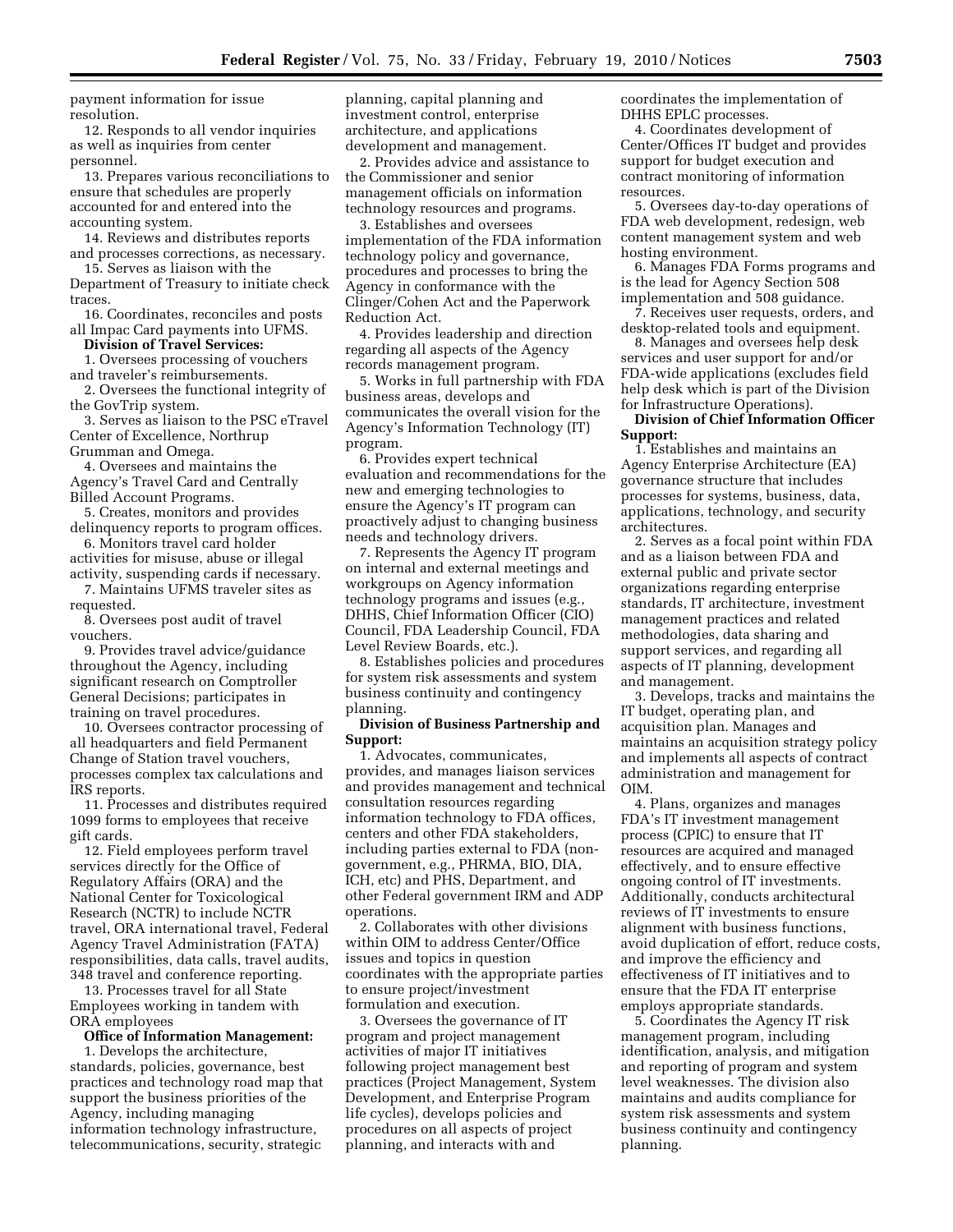payment information for issue resolution.

12. Responds to all vendor inquiries as well as inquiries from center personnel.

13. Prepares various reconciliations to ensure that schedules are properly accounted for and entered into the accounting system.

14. Reviews and distributes reports and processes corrections, as necessary.

15. Serves as liaison with the Department of Treasury to initiate check traces.

16. Coordinates, reconciles and posts all Impac Card payments into UFMS.

**Division of Travel Services:**

1. Oversees processing of vouchers and traveler's reimbursements.

2. Oversees the functional integrity of the GovTrip system.

3. Serves as liaison to the PSC eTravel Center of Excellence, Northrup Grumman and Omega.

4. Oversees and maintains the Agency's Travel Card and Centrally Billed Account Programs.

5. Creates, monitors and provides delinquency reports to program offices.

6. Monitors travel card holder activities for misuse, abuse or illegal activity, suspending cards if necessary.

7. Maintains UFMS traveler sites as requested.

8. Oversees post audit of travel vouchers.

9. Provides travel advice/guidance throughout the Agency, including significant research on Comptroller General Decisions; participates in training on travel procedures.

10. Oversees contractor processing of all headquarters and field Permanent Change of Station travel vouchers, processes complex tax calculations and IRS reports.

11. Processes and distributes required 1099 forms to employees that receive gift cards.

12. Field employees perform travel services directly for the Office of Regulatory Affairs (ORA) and the National Center for Toxicological Research (NCTR) to include NCTR travel, ORA international travel, Federal Agency Travel Administration (FATA) responsibilities, data calls, travel audits, 348 travel and conference reporting.

13. Processes travel for all State Employees working in tandem with ORA employees

**Office of Information Management:**

1. Develops the architecture, standards, policies, governance, best practices and technology road map that support the business priorities of the Agency, including managing information technology infrastructure, telecommunications, security, strategic planning, capital planning and investment control, enterprise architecture, and applications development and management.

2. Provides advice and assistance to the Commissioner and senior management officials on information technology resources and programs.

3. Establishes and oversees implementation of the FDA information technology policy and governance, procedures and processes to bring the Agency in conformance with the Clinger/Cohen Act and the Paperwork Reduction Act.

4. Provides leadership and direction regarding all aspects of the Agency records management program.

5. Works in full partnership with FDA business areas, develops and communicates the overall vision for the Agency's Information Technology (IT) program.

6. Provides expert technical evaluation and recommendations for the new and emerging technologies to ensure the Agency's IT program can proactively adjust to changing business needs and technology drivers.

7. Represents the Agency IT program on internal and external meetings and workgroups on Agency information technology programs and issues (e.g., DHHS, Chief Information Officer (CIO) Council, FDA Leadership Council, FDA Level Review Boards, etc.).

8. Establishes policies and procedures for system risk assessments and system business continuity and contingency planning.

**Division of Business Partnership and Support:**

1. Advocates, communicates, provides, and manages liaison services and provides management and technical consultation resources regarding information technology to FDA offices, centers and other FDA stakeholders, including parties external to FDA (non-government, e.g., PHRMA, BIO, DIA, ICH, etc) and PHS, Department, and other Federal government IRM and ADP operations.

2. Collaborates with other divisions within OIM to address Center/Office issues and topics in question coordinates with the appropriate parties to ensure project/investment formulation and execution.

3. Oversees the governance of IT program and project management activities of major IT initiatives following project management best practices (Project Management, System Development, and Enterprise Program life cycles), develops policies and procedures on all aspects of project planning, and interacts with and coordinates the implementation of DHHS EPLC processes.

4. Coordinates development of Center/Offices IT budget and provides support for budget execution and contract monitoring of information resources.

5. Oversees day-to-day operations of FDA web development, redesign, web content management system and web hosting environment.

6. Manages FDA Forms programs and is the lead for Agency Section 508 implementation and 508 guidance.

7. Receives user requests, orders, and desktop-related tools and equipment.

8. Manages and oversees help desk services and user support for and/or FDA-wide applications (excludes field help desk which is part of the Division for Infrastructure Operations).

**Division of Chief Information Officer Support:**

1. Establishes and maintains an Agency Enterprise Architecture (EA) governance structure that includes processes for systems, business, data, applications, technology, and security architectures.

2. Serves as a focal point within FDA and as a liaison between FDA and external public and private sector organizations regarding enterprise standards, IT architecture, investment management practices and related methodologies, data sharing and support services, and regarding all aspects of IT planning, development and management.

3. Develops, tracks and maintains the IT budget, operating plan, and acquisition plan. Manages and maintains an acquisition strategy policy and implements all aspects of contract administration and management for OIM.

4. Plans, organizes and manages FDA's IT investment management process (CPIC) to ensure that IT resources are acquired and managed effectively, and to ensure effective ongoing control of IT investments. Additionally, conducts architectural reviews of IT investments to ensure alignment with business functions, avoid duplication of effort, reduce costs, and improve the efficiency and effectiveness of IT initiatives and to ensure that the FDA IT enterprise employs appropriate standards.

5. Coordinates the Agency IT risk management program, including identification, analysis, and mitigation and reporting of program and system level weaknesses. The division also maintains and audits compliance for system risk assessments and system business continuity and contingency planning.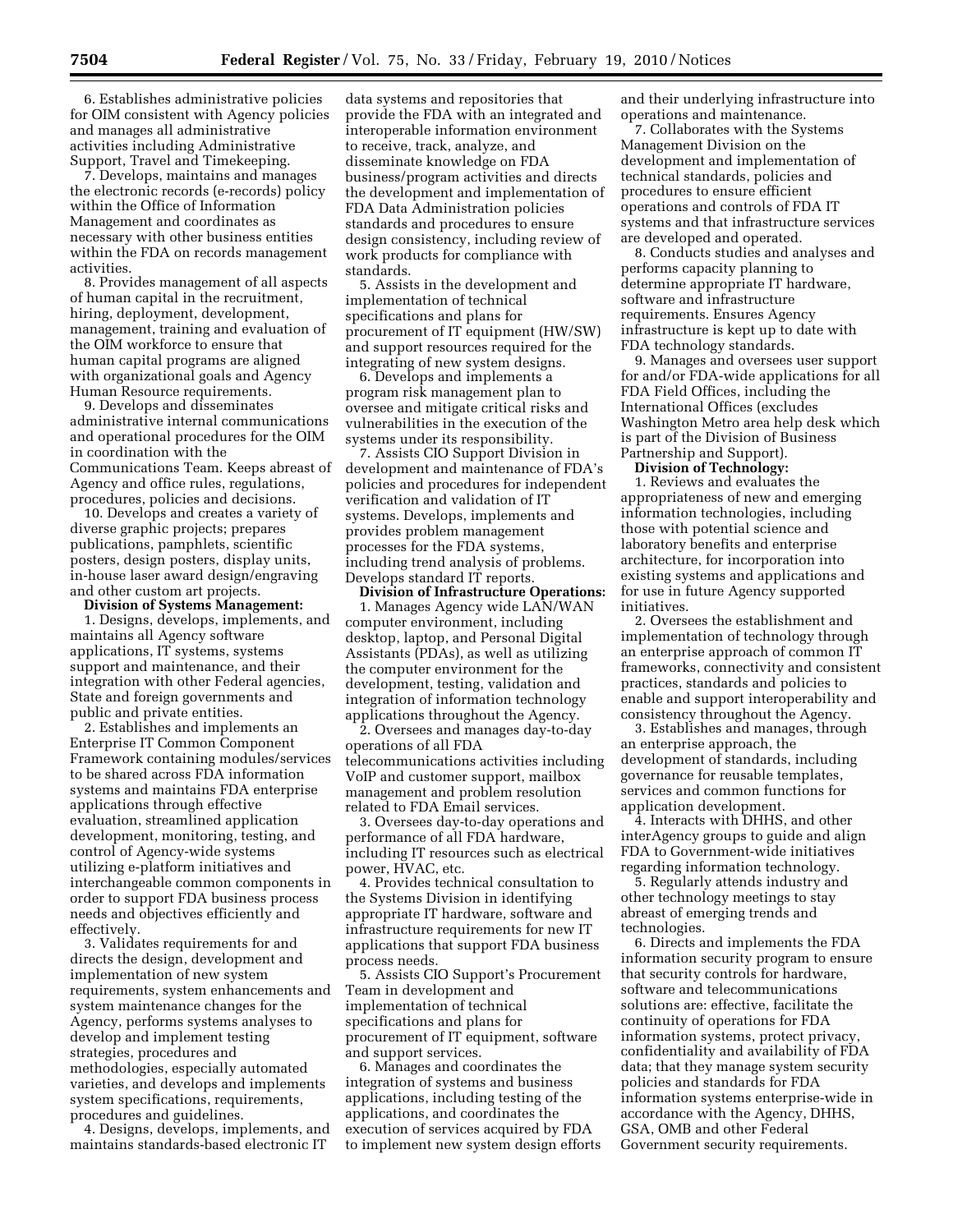6. Establishes administrative policies for OIM consistent with Agency policies and manages all administrative activities including Administrative Support, Travel and Timekeeping.

7. Develops, maintains and manages the electronic records (e-records) policy within the Office of Information Management and coordinates as necessary with other business entities within the FDA on records management activities.

8. Provides management of all aspects of human capital in the recruitment, hiring, deployment, development, management, training and evaluation of the OIM workforce to ensure that human capital programs are aligned with organizational goals and Agency Human Resource requirements.

9. Develops and disseminates administrative internal communications and operational procedures for the OIM in coordination with the Communications Team. Keeps abreast of Agency and office rules, regulations, procedures, policies and decisions.

10. Develops and creates a variety of diverse graphic projects; prepares publications, pamphlets, scientific posters, design posters, display units, in-house laser award design/engraving and other custom art projects.

**Division of Systems Management:**

1. Designs, develops, implements, and maintains all Agency software applications, IT systems, systems support and maintenance, and their integration with other Federal agencies, State and foreign governments and public and private entities.

2. Establishes and implements an Enterprise IT Common Component Framework containing modules/services to be shared across FDA information systems and maintains FDA enterprise applications through effective evaluation, streamlined application development, monitoring, testing, and control of Agency-wide systems utilizing e-platform initiatives and interchangeable common components in order to support FDA business process needs and objectives efficiently and effectively.

3. Validates requirements for and directs the design, development and implementation of new system requirements, system enhancements and system maintenance changes for the Agency, performs systems analyses to develop and implement testing strategies, procedures and methodologies, especially automated varieties, and develops and implements system specifications, requirements, procedures and guidelines.

4. Designs, develops, implements, and maintains standards-based electronic IT data systems and repositories that provide the FDA with an integrated and interoperable information environment to receive, track, analyze, and disseminate knowledge on FDA business/program activities and directs the development and implementation of FDA Data Administration policies standards and procedures to ensure design consistency, including review of work products for compliance with standards.

5. Assists in the development and implementation of technical specifications and plans for procurement of IT equipment (HW/SW) and support resources required for the integrating of new system designs.

6. Develops and implements a program risk management plan to oversee and mitigate critical risks and vulnerabilities in the execution of the systems under its responsibility.

7. Assists CIO Support Division in development and maintenance of FDA's policies and procedures for independent verification and validation of IT systems. Develops, implements and provides problem management processes for the FDA systems, including trend analysis of problems. Develops standard IT reports.

**Division of Infrastructure Operations:**

1. Manages Agency wide LAN/WAN computer environment, including desktop, laptop, and Personal Digital Assistants (PDAs), as well as utilizing the computer environment for the development, testing, validation and integration of information technology applications throughout the Agency.

2. Oversees and manages day-to-day operations of all FDA telecommunications activities including VoIP and customer support, mailbox management and problem resolution related to FDA Email services.

3. Oversees day-to-day operations and performance of all FDA hardware, including IT resources such as electrical power, HVAC, etc.

4. Provides technical consultation to the Systems Division in identifying appropriate IT hardware, software and infrastructure requirements for new IT applications that support FDA business process needs.

5. Assists CIO Support's Procurement Team in development and implementation of technical specifications and plans for procurement of IT equipment, software and support services.

6. Manages and coordinates the integration of systems and business applications, including testing of the applications, and coordinates the execution of services acquired by FDA to implement new system design efforts and their underlying infrastructure into operations and maintenance.

7. Collaborates with the Systems Management Division on the development and implementation of technical standards, policies and procedures to ensure efficient operations and controls of FDA IT systems and that infrastructure services are developed and operated.

8. Conducts studies and analyses and performs capacity planning to determine appropriate IT hardware, software and infrastructure requirements. Ensures Agency infrastructure is kept up to date with FDA technology standards.

9. Manages and oversees user support for and/or FDA-wide applications for all FDA Field Offices, including the International Offices (excludes Washington Metro area help desk which is part of the Division of Business Partnership and Support).

**Division of Technology:**

1. Reviews and evaluates the appropriateness of new and emerging information technologies, including those with potential science and laboratory benefits and enterprise architecture, for incorporation into existing systems and applications and for use in future Agency supported initiatives.

2. Oversees the establishment and implementation of technology through an enterprise approach of common IT frameworks, connectivity and consistent practices, standards and policies to enable and support interoperability and consistency throughout the Agency.

3. Establishes and manages, through an enterprise approach, the development of standards, including governance for reusable templates, services and common functions for application development.

4. Interacts with DHHS, and other interAgency groups to guide and align FDA to Government-wide initiatives regarding information technology.

5. Regularly attends industry and other technology meetings to stay abreast of emerging trends and technologies.

6. Directs and implements the FDA information security program to ensure that security controls for hardware, software and telecommunications solutions are: effective, facilitate the continuity of operations for FDA information systems, protect privacy, confidentiality and availability of FDA data; that they manage system security policies and standards for FDA information systems enterprise-wide in accordance with the Agency, DHHS, GSA, OMB and other Federal Government security requirements.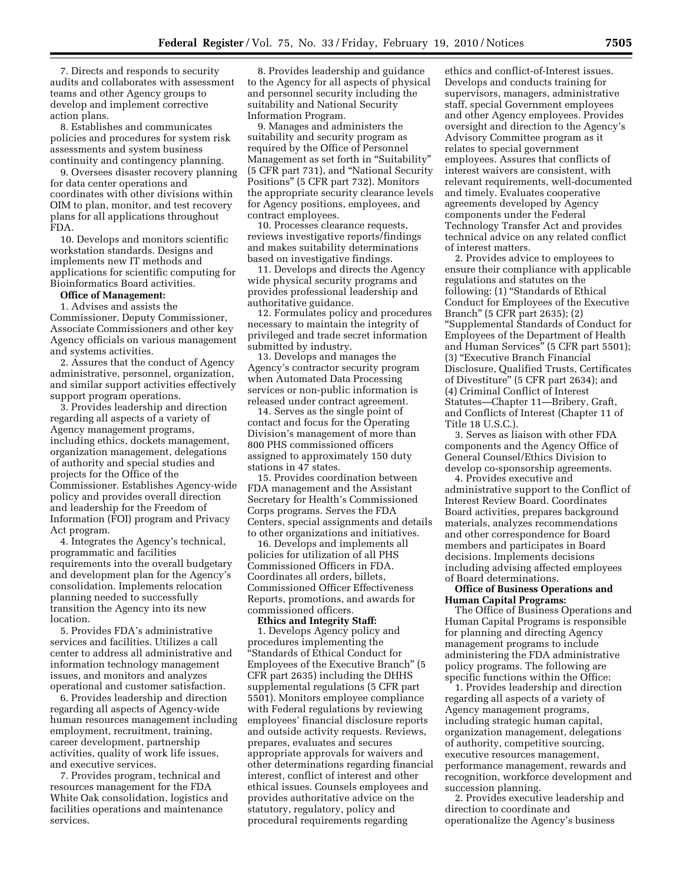7. Directs and responds to security audits and collaborates with assessment teams and other Agency groups to develop and implement corrective action plans.

8. Establishes and communicates policies and procedures for system risk assessments and system business continuity and contingency planning.

9. Oversees disaster recovery planning for data center operations and coordinates with other divisions within OIM to plan, monitor, and test recovery plans for all applications throughout FDA.

10. Develops and monitors scientific workstation standards. Designs and implements new IT methods and applications for scientific computing for Bioinformatics Board activities.

**Office of Management:**

1. Advises and assists the Commissioner, Deputy Commissioner, Associate Commissioners and other key Agency officials on various management and systems activities.

2. Assures that the conduct of Agency administrative, personnel, organization, and similar support activities effectively support program operations.

3. Provides leadership and direction regarding all aspects of a variety of Agency management programs, including ethics, dockets management, organization management, delegations of authority and special studies and projects for the Office of the Commissioner. Establishes Agency-wide policy and provides overall direction and leadership for the Freedom of Information (FOI) program and Privacy Act program.

4. Integrates the Agency's technical, programmatic and facilities requirements into the overall budgetary and development plan for the Agency's consolidation. Implements relocation planning needed to successfully transition the Agency into its new location.

5. Provides FDA's administrative services and facilities. Utilizes a call center to address all administrative and information technology management issues, and monitors and analyzes operational and customer satisfaction.

6. Provides leadership and direction regarding all aspects of Agency-wide human resources management including employment, recruitment, training, career development, partnership activities, quality of work life issues, and executive services.

7. Provides program, technical and resources management for the FDA White Oak consolidation, logistics and facilities operations and maintenance services.

8. Provides leadership and guidance to the Agency for all aspects of physical and personnel security including the suitability and National Security Information Program.

9. Manages and administers the suitability and security program as required by the Office of Personnel Management as set forth in "Suitability" (5 CFR part 731), and "National Security Positions" (5 CFR part 732). Monitors the appropriate security clearance levels for Agency positions, employees, and contract employees.

10. Processes clearance requests, reviews investigative reports/findings and makes suitability determinations based on investigative findings.

11. Develops and directs the Agency wide physical security programs and provides professional leadership and authoritative guidance.

12. Formulates policy and procedures necessary to maintain the integrity of privileged and trade secret information submitted by industry.

13. Develops and manages the Agency's contractor security program when Automated Data Processing services or non-public information is released under contract agreement.

14. Serves as the single point of contact and focus for the Operating Division's management of more than 800 PHS commissioned officers assigned to approximately 150 duty stations in 47 states.

15. Provides coordination between FDA management and the Assistant Secretary for Health's Commissioned Corps programs. Serves the FDA Centers, special assignments and details to other organizations and initiatives.

16. Develops and implements all policies for utilization of all PHS Commissioned Officers in FDA. Coordinates all orders, billets, Commissioned Officer Effectiveness Reports, promotions, and awards for commissioned officers.

**Ethics and Integrity Staff:**

1. Develops Agency policy and procedures implementing the "Standards of Ethical Conduct for Employees of the Executive Branch" (5 CFR part 2635) including the DHHS supplemental regulations (5 CFR part 5501). Monitors employee compliance with Federal regulations by reviewing employees' financial disclosure reports and outside activity requests. Reviews, prepares, evaluates and secures appropriate approvals for waivers and other determinations regarding financial interest, conflict of interest and other ethical issues. Counsels employees and provides authoritative advice on the statutory, regulatory, policy and procedural requirements regarding ethics and conflict-of-Interest issues. Develops and conducts training for supervisors, managers, administrative staff, special Government employees and other Agency employees. Provides oversight and direction to the Agency's Advisory Committee program as it relates to special government employees. Assures that conflicts of interest waivers are consistent, with relevant requirements, well-documented and timely. Evaluates cooperative agreements developed by Agency components under the Federal Technology Transfer Act and provides technical advice on any related conflict of interest matters.

2. Provides advice to employees to ensure their compliance with applicable regulations and statutes on the following: (1) "Standards of Ethical Conduct for Employees of the Executive Branch" (5 CFR part 2635); (2) "Supplemental Standards of Conduct for Employees of the Department of Health and Human Services" (5 CFR part 5501); (3) "Executive Branch Financial Disclosure, Qualified Trusts, Certificates of Divestiture" (5 CFR part 2634); and (4) Criminal Conflict of Interest Statutes—Chapter 11—Bribery, Graft, and Conflicts of Interest (Chapter 11 of Title 18 U.S.C.).

3. Serves as liaison with other FDA components and the Agency Office of General Counsel/Ethics Division to develop co-sponsorship agreements.

4. Provides executive and administrative support to the Conflict of Interest Review Board. Coordinates Board activities, prepares background materials, analyzes recommendations and other correspondence for Board members and participates in Board decisions. Implements decisions including advising affected employees of Board determinations.

**Office of Business Operations and Human Capital Programs:**

The Office of Business Operations and Human Capital Programs is responsible for planning and directing Agency management programs to include administering the FDA administrative policy programs. The following are specific functions within the Office:

1. Provides leadership and direction regarding all aspects of a variety of Agency management programs, including strategic human capital, organization management, delegations of authority, competitive sourcing, executive resources management, performance management, rewards and recognition, workforce development and succession planning.

2. Provides executive leadership and direction to coordinate and operationalize the Agency's business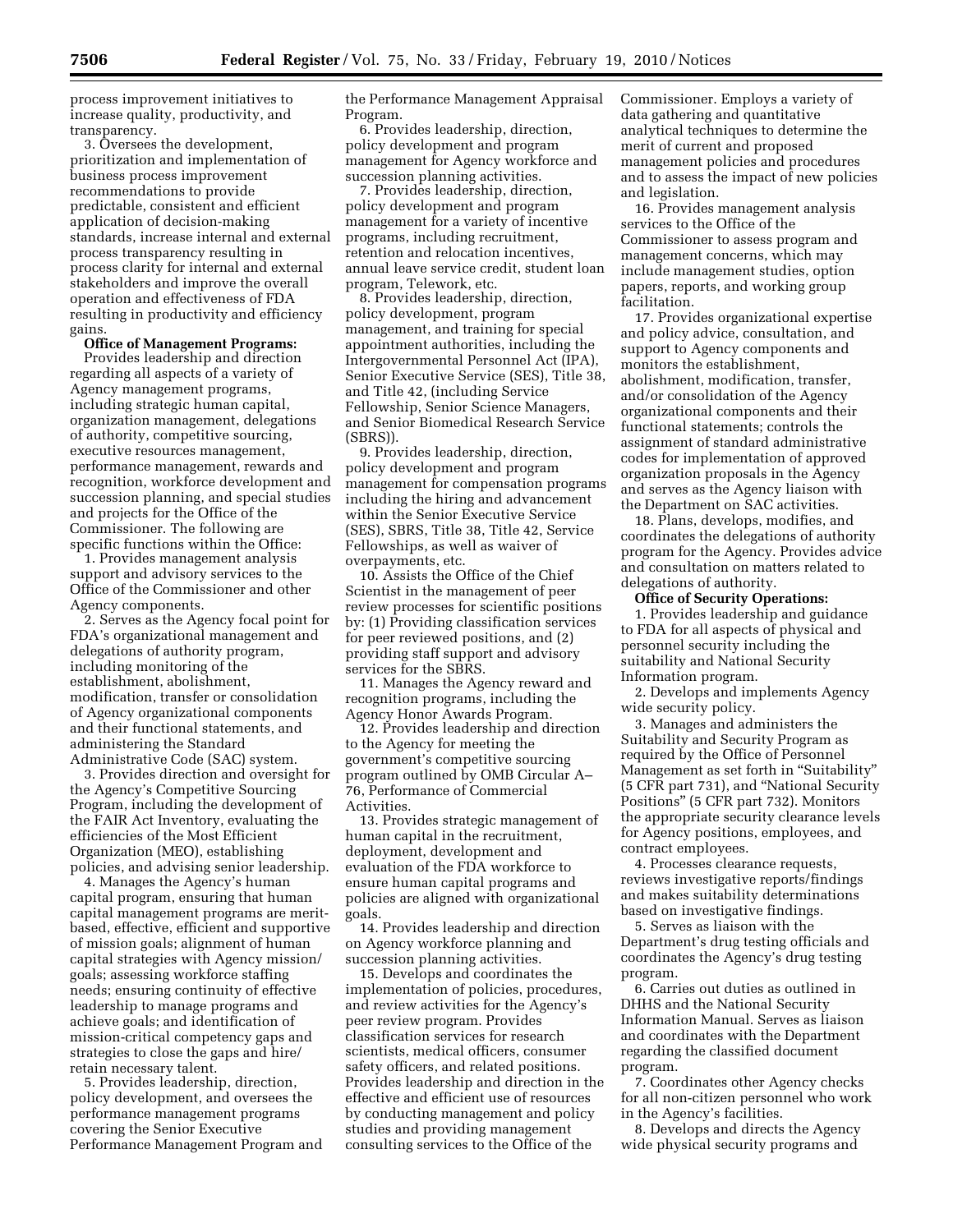process improvement initiatives to increase quality, productivity, and transparency.

3. Oversees the development, prioritization and implementation of business process improvement recommendations to provide predictable, consistent and efficient application of decision-making standards, increase internal and external process transparency resulting in process clarity for internal and external stakeholders and improve the overall operation and effectiveness of FDA resulting in productivity and efficiency gains.

**Office of Management Programs:**

Provides leadership and direction regarding all aspects of a variety of Agency management programs, including strategic human capital, organization management, delegations of authority, competitive sourcing, executive resources management, performance management, rewards and recognition, workforce development and succession planning, and special studies and projects for the Office of the Commissioner. The following are specific functions within the Office:

1. Provides management analysis support and advisory services to the Office of the Commissioner and other Agency components.

2. Serves as the Agency focal point for FDA's organizational management and delegations of authority program, including monitoring of the establishment, abolishment, modification, transfer or consolidation of Agency organizational components and their functional statements, and administering the Standard Administrative Code (SAC) system.

3. Provides direction and oversight for the Agency's Competitive Sourcing Program, including the development of the FAIR Act Inventory, evaluating the efficiencies of the Most Efficient Organization (MEO), establishing policies, and advising senior leadership.

4. Manages the Agency's human capital program, ensuring that human capital management programs are merit-based, effective, efficient and supportive of mission goals; alignment of human capital strategies with Agency mission/goals; assessing workforce staffing needs; ensuring continuity of effective leadership to manage programs and achieve goals; and identification of mission-critical competency gaps and strategies to close the gaps and hire/retain necessary talent.

5. Provides leadership, direction, policy development, and oversees the performance management programs covering the Senior Executive Performance Management Program and the Performance Management Appraisal Program.

6. Provides leadership, direction, policy development and program management for Agency workforce and succession planning activities.

7. Provides leadership, direction, policy development and program management for a variety of incentive programs, including recruitment, retention and relocation incentives, annual leave service credit, student loan program, Telework, etc.

8. Provides leadership, direction, policy development, program management, and training for special appointment authorities, including the Intergovernmental Personnel Act (IPA), Senior Executive Service (SES), Title 38, and Title 42, (including Service Fellowship, Senior Science Managers, and Senior Biomedical Research Service (SBRS)).

9. Provides leadership, direction, policy development and program management for compensation programs including the hiring and advancement within the Senior Executive Service (SES), SBRS, Title 38, Title 42, Service Fellowships, as well as waiver of overpayments, etc.

10. Assists the Office of the Chief Scientist in the management of peer review processes for scientific positions by: (1) Providing classification services for peer reviewed positions, and (2) providing staff support and advisory services for the SBRS.

11. Manages the Agency reward and recognition programs, including the Agency Honor Awards Program.

12. Provides leadership and direction to the Agency for meeting the government's competitive sourcing program outlined by OMB Circular A–76, Performance of Commercial Activities.

13. Provides strategic management of human capital in the recruitment, deployment, development and evaluation of the FDA workforce to ensure human capital programs and policies are aligned with organizational goals.

14. Provides leadership and direction on Agency workforce planning and succession planning activities.

15. Develops and coordinates the implementation of policies, procedures, and review activities for the Agency's peer review program. Provides classification services for research scientists, medical officers, consumer safety officers, and related positions. Provides leadership and direction in the effective and efficient use of resources by conducting management and policy studies and providing management consulting services to the Office of the Commissioner. Employs a variety of data gathering and quantitative analytical techniques to determine the merit of current and proposed management policies and procedures and to assess the impact of new policies and legislation.

16. Provides management analysis services to the Office of the Commissioner to assess program and management concerns, which may include management studies, option papers, reports, and working group facilitation.

17. Provides organizational expertise and policy advice, consultation, and support to Agency components and monitors the establishment, abolishment, modification, transfer, and/or consolidation of the Agency organizational components and their functional statements; controls the assignment of standard administrative codes for implementation of approved organization proposals in the Agency and serves as the Agency liaison with the Department on SAC activities.

18. Plans, develops, modifies, and coordinates the delegations of authority program for the Agency. Provides advice and consultation on matters related to delegations of authority.

**Office of Security Operations:**

1. Provides leadership and guidance to FDA for all aspects of physical and personnel security including the suitability and National Security Information program.

2. Develops and implements Agency wide security policy.

3. Manages and administers the Suitability and Security Program as required by the Office of Personnel Management as set forth in "Suitability" (5 CFR part 731), and "National Security Positions" (5 CFR part 732). Monitors the appropriate security clearance levels for Agency positions, employees, and contract employees.

4. Processes clearance requests, reviews investigative reports/findings and makes suitability determinations based on investigative findings.

5. Serves as liaison with the Department's drug testing officials and coordinates the Agency's drug testing program.

6. Carries out duties as outlined in DHHS and the National Security Information Manual. Serves as liaison and coordinates with the Department regarding the classified document program.

7. Coordinates other Agency checks for all non-citizen personnel who work in the Agency's facilities.

8. Develops and directs the Agency wide physical security programs and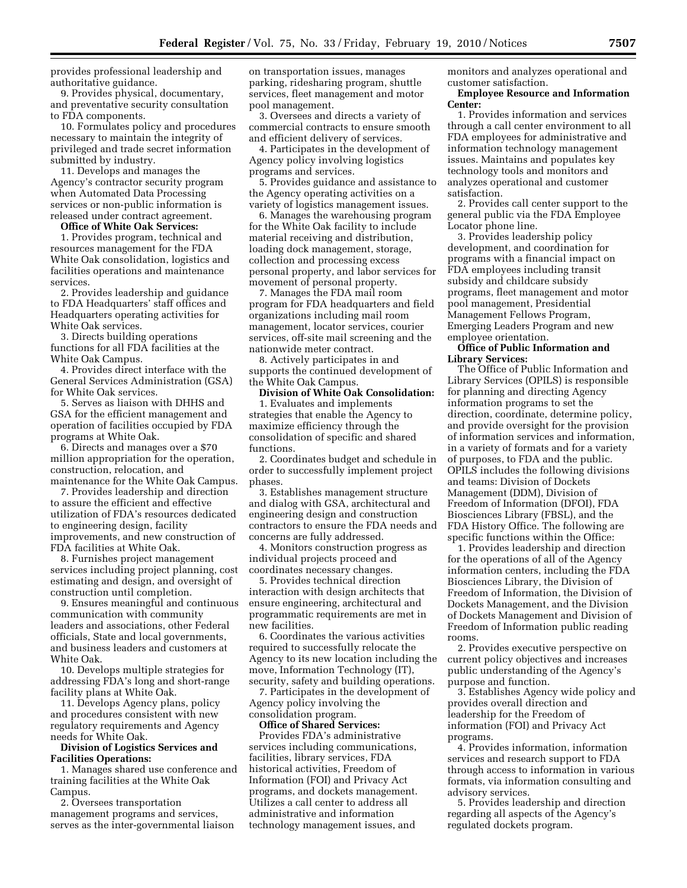provides professional leadership and authoritative guidance.

9. Provides physical, documentary, and preventative security consultation to FDA components.

10. Formulates policy and procedures necessary to maintain the integrity of privileged and trade secret information submitted by industry.

11. Develops and manages the Agency's contractor security program when Automated Data Processing services or non-public information is released under contract agreement.

**Office of White Oak Services:**

1. Provides program, technical and resources management for the FDA White Oak consolidation, logistics and facilities operations and maintenance services.

2. Provides leadership and guidance to FDA Headquarters' staff offices and Headquarters operating activities for White Oak services.

3. Directs building operations functions for all FDA facilities at the White Oak Campus.

4. Provides direct interface with the General Services Administration (GSA) for White Oak services.

5. Serves as liaison with DHHS and GSA for the efficient management and operation of facilities occupied by FDA programs at White Oak.

6. Directs and manages over a $70 million appropriation for the operation, construction, relocation, and maintenance for the White Oak Campus.

7. Provides leadership and direction to assure the efficient and effective utilization of FDA's resources dedicated to engineering design, facility improvements, and new construction of FDA facilities at White Oak.

8. Furnishes project management services including project planning, cost estimating and design, and oversight of construction until completion.

9. Ensures meaningful and continuous communication with community leaders and associations, other Federal officials, State and local governments, and business leaders and customers at White Oak.

10. Develops multiple strategies for addressing FDA's long and short-range facility plans at White Oak.

11. Develops Agency plans, policy and procedures consistent with new regulatory requirements and Agency needs for White Oak.

**Division of Logistics Services and Facilities Operations:**

1. Manages shared use conference and training facilities at the White Oak Campus.

2. Oversees transportation management programs and services, serves as the inter-governmental liaison on transportation issues, manages parking, ridesharing program, shuttle services, fleet management and motor pool management.

3. Oversees and directs a variety of commercial contracts to ensure smooth and efficient delivery of services.

4. Participates in the development of Agency policy involving logistics programs and services.

5. Provides guidance and assistance to the Agency operating activities on a variety of logistics management issues.

6. Manages the warehousing program for the White Oak facility to include material receiving and distribution, loading dock management, storage, collection and processing excess personal property, and labor services for movement of personal property.

7. Manages the FDA mail room program for FDA headquarters and field organizations including mail room management, locator services, courier services, off-site mail screening and the nationwide meter contract.

8. Actively participates in and supports the continued development of the White Oak Campus.

**Division of White Oak Consolidation:**

1. Evaluates and implements strategies that enable the Agency to maximize efficiency through the consolidation of specific and shared functions.

2. Coordinates budget and schedule in order to successfully implement project phases.

3. Establishes management structure and dialog with GSA, architectural and engineering design and construction contractors to ensure the FDA needs and concerns are fully addressed.

4. Monitors construction progress as individual projects proceed and coordinates necessary changes.

5. Provides technical direction interaction with design architects that ensure engineering, architectural and programmatic requirements are met in new facilities.

6. Coordinates the various activities required to successfully relocate the Agency to its new location including the move, Information Technology (IT), security, safety and building operations.

7. Participates in the development of Agency policy involving the consolidation program.

**Office of Shared Services:**

Provides FDA's administrative services including communications, facilities, library services, FDA historical activities, Freedom of Information (FOI) and Privacy Act programs, and dockets management. Utilizes a call center to address all administrative and information technology management issues, and monitors and analyzes operational and customer satisfaction.

**Employee Resource and Information Center:**

1. Provides information and services through a call center environment to all FDA employees for administrative and information technology management issues. Maintains and populates key technology tools and monitors and analyzes operational and customer satisfaction.

2. Provides call center support to the general public via the FDA Employee Locator phone line.

3. Provides leadership policy development, and coordination for programs with a financial impact on FDA employees including transit subsidy and childcare subsidy programs, fleet management and motor pool management, Presidential Management Fellows Program, Emerging Leaders Program and new employee orientation.

**Office of Public Information and Library Services:**

The Office of Public Information and Library Services (OPILS) is responsible for planning and directing Agency information programs to set the direction, coordinate, determine policy, and provide oversight for the provision of information services and information, in a variety of formats and for a variety of purposes, to FDA and the public. OPILS includes the following divisions and teams: Division of Dockets Management (DDM), Division of Freedom of Information (DFOI), FDA Biosciences Library (FBSL), and the FDA History Office. The following are specific functions within the Office:

1. Provides leadership and direction for the operations of all of the Agency information centers, including the FDA Biosciences Library, the Division of Freedom of Information, the Division of Dockets Management, and the Division of Dockets Management and Division of Freedom of Information public reading rooms.

2. Provides executive perspective on current policy objectives and increases public understanding of the Agency's purpose and function.

3. Establishes Agency wide policy and provides overall direction and leadership for the Freedom of information (FOI) and Privacy Act programs.

4. Provides information, information services and research support to FDA through access to information in various formats, via information consulting and advisory services.

5. Provides leadership and direction regarding all aspects of the Agency's regulated dockets program.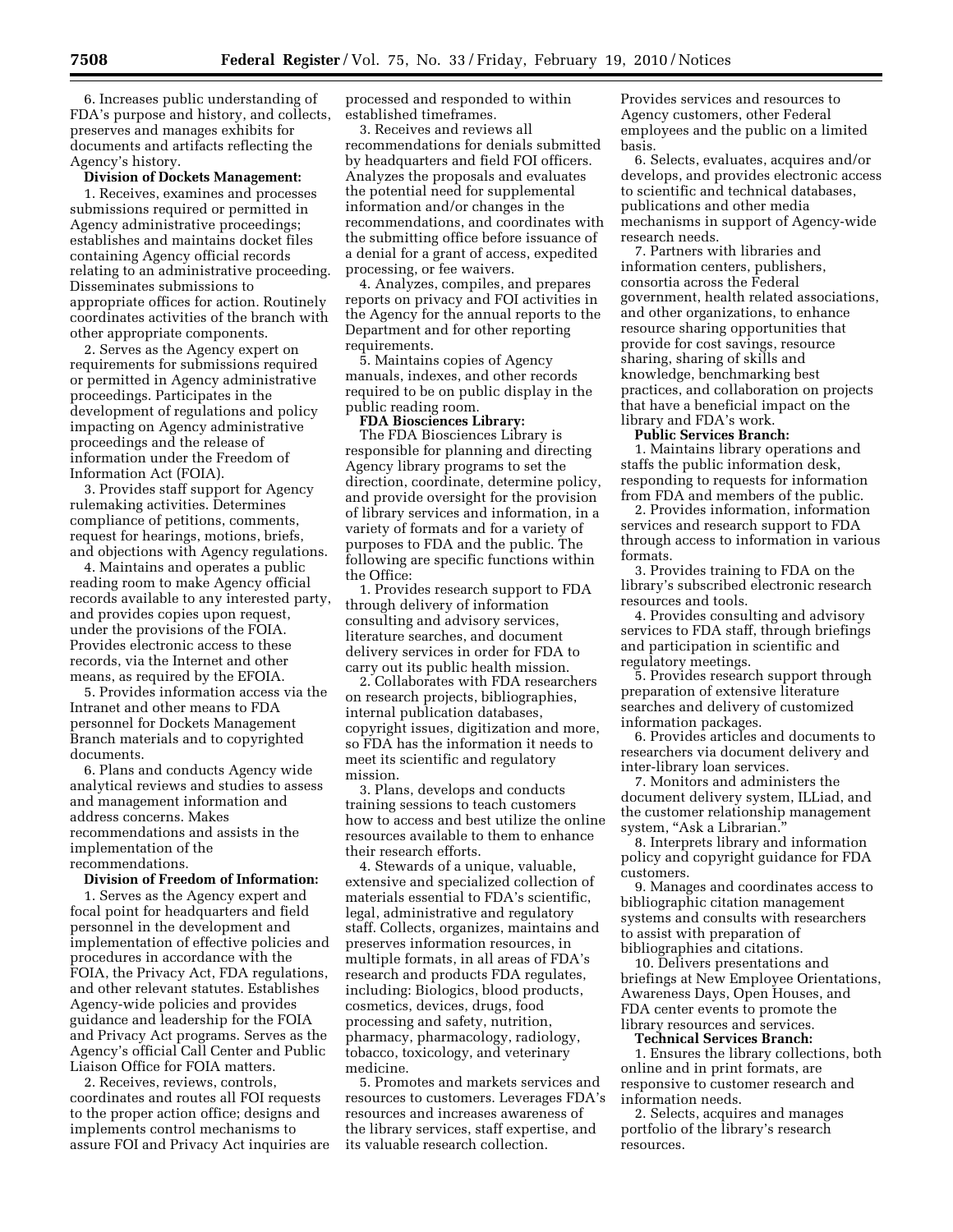6. Increases public understanding of FDA's purpose and history, and collects, preserves and manages exhibits for documents and artifacts reflecting the Agency's history.

**Division of Dockets Management:**

1. Receives, examines and processes submissions required or permitted in Agency administrative proceedings; establishes and maintains docket files containing Agency official records relating to an administrative proceeding. Disseminates submissions to appropriate offices for action. Routinely coordinates activities of the branch with other appropriate components.

2. Serves as the Agency expert on requirements for submissions required or permitted in Agency administrative proceedings. Participates in the development of regulations and policy impacting on Agency administrative proceedings and the release of information under the Freedom of Information Act (FOIA).

3. Provides staff support for Agency rulemaking activities. Determines compliance of petitions, comments, request for hearings, motions, briefs, and objections with Agency regulations.

4. Maintains and operates a public reading room to make Agency official records available to any interested party, and provides copies upon request, under the provisions of the FOIA. Provides electronic access to these records, via the Internet and other means, as required by the EFOIA.

5. Provides information access via the Intranet and other means to FDA personnel for Dockets Management Branch materials and to copyrighted documents.

6. Plans and conducts Agency wide analytical reviews and studies to assess and management information and address concerns. Makes recommendations and assists in the implementation of the recommendations.

**Division of Freedom of Information:**

1. Serves as the Agency expert and focal point for headquarters and field personnel in the development and implementation of effective policies and procedures in accordance with the FOIA, the Privacy Act, FDA regulations, and other relevant statutes. Establishes Agency-wide policies and provides guidance and leadership for the FOIA and Privacy Act programs. Serves as the Agency's official Call Center and Public Liaison Office for FOIA matters.

2. Receives, reviews, controls, coordinates and routes all FOI requests to the proper action office; designs and implements control mechanisms to assure FOI and Privacy Act inquiries are processed and responded to within established timeframes.

3. Receives and reviews all recommendations for denials submitted by headquarters and field FOI officers. Analyzes the proposals and evaluates the potential need for supplemental information and/or changes in the recommendations, and coordinates with the submitting office before issuance of a denial for a grant of access, expedited processing, or fee waivers.

4. Analyzes, compiles, and prepares reports on privacy and FOI activities in the Agency for the annual reports to the Department and for other reporting requirements.

5. Maintains copies of Agency manuals, indexes, and other records required to be on public display in the public reading room.

**FDA Biosciences Library:**

The FDA Biosciences Library is responsible for planning and directing Agency library programs to set the direction, coordinate, determine policy, and provide oversight for the provision of library services and information, in a variety of formats and for a variety of purposes to FDA and the public. The following are specific functions within the Office:

1. Provides research support to FDA through delivery of information consulting and advisory services, literature searches, and document delivery services in order for FDA to carry out its public health mission.

2. Collaborates with FDA researchers on research projects, bibliographies, internal publication databases, copyright issues, digitization and more, so FDA has the information it needs to meet its scientific and regulatory mission.

3. Plans, develops and conducts training sessions to teach customers how to access and best utilize the online resources available to them to enhance their research efforts.

4. Stewards of a unique, valuable, extensive and specialized collection of materials essential to FDA's scientific, legal, administrative and regulatory staff. Collects, organizes, maintains and preserves information resources, in multiple formats, in all areas of FDA's research and products FDA regulates, including: Biologics, blood products, cosmetics, devices, drugs, food processing and safety, nutrition, pharmacy, pharmacology, radiology, tobacco, toxicology, and veterinary medicine.

5. Promotes and markets services and resources to customers. Leverages FDA's resources and increases awareness of the library services, staff expertise, and its valuable research collection. Provides services and resources to Agency customers, other Federal employees and the public on a limited basis.

6. Selects, evaluates, acquires and/or develops, and provides electronic access to scientific and technical databases, publications and other media mechanisms in support of Agency-wide research needs.

7. Partners with libraries and information centers, publishers, consortia across the Federal government, health related associations, and other organizations, to enhance resource sharing opportunities that provide for cost savings, resource sharing, sharing of skills and knowledge, benchmarking best practices, and collaboration on projects that have a beneficial impact on the library and FDA's work.

**Public Services Branch:**

1. Maintains library operations and staffs the public information desk, responding to requests for information from FDA and members of the public.

2. Provides information, information services and research support to FDA through access to information in various formats.

3. Provides training to FDA on the library's subscribed electronic research resources and tools.

4. Provides consulting and advisory services to FDA staff, through briefings and participation in scientific and regulatory meetings.

5. Provides research support through preparation of extensive literature searches and delivery of customized information packages.

6. Provides articles and documents to researchers via document delivery and inter-library loan services.

7. Monitors and administers the document delivery system, ILLiad, and the customer relationship management system, "Ask a Librarian."

8. Interprets library and information policy and copyright guidance for FDA customers.

9. Manages and coordinates access to bibliographic citation management systems and consults with researchers to assist with preparation of bibliographies and citations.

10. Delivers presentations and briefings at New Employee Orientations, Awareness Days, Open Houses, and FDA center events to promote the library resources and services.

**Technical Services Branch:**

1. Ensures the library collections, both online and in print formats, are responsive to customer research and information needs.

2. Selects, acquires and manages portfolio of the library's research resources.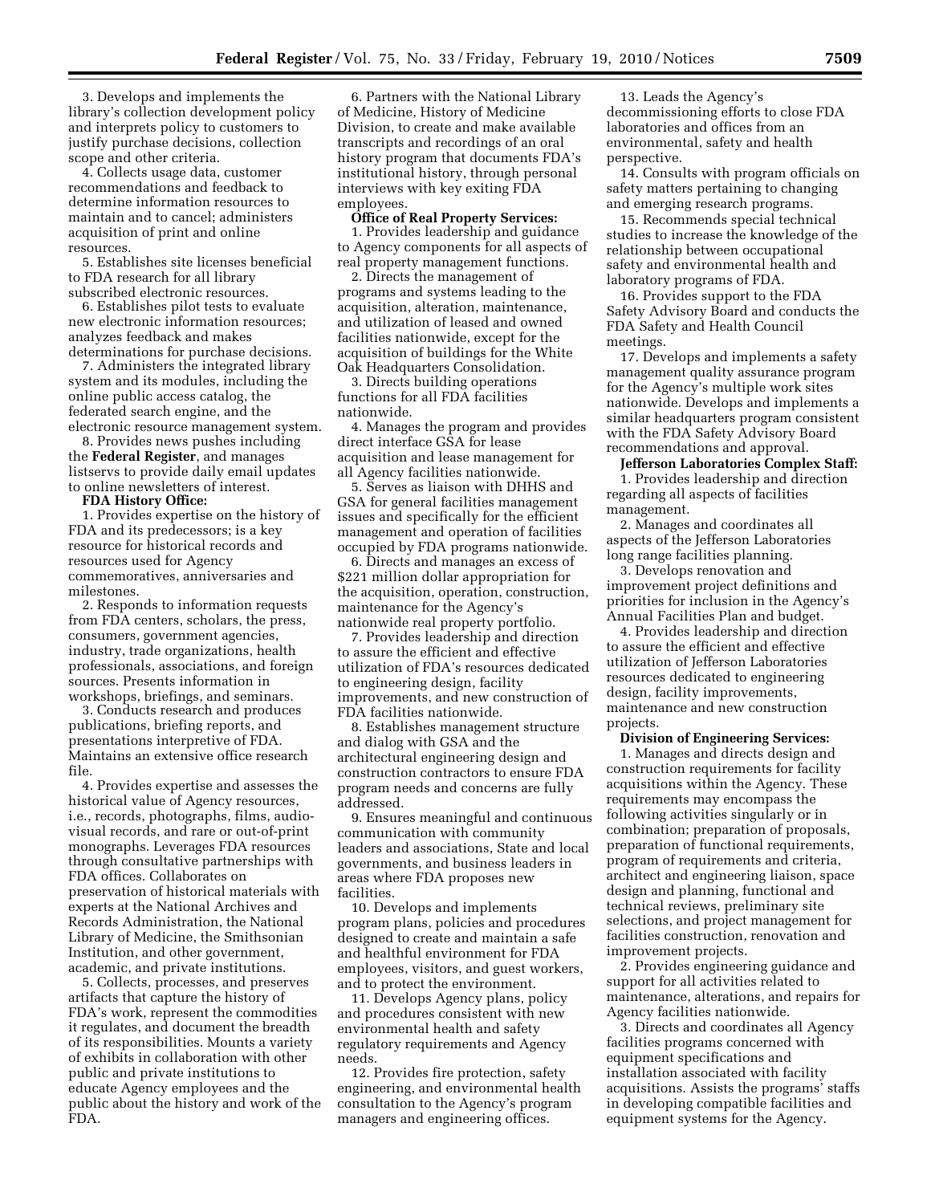3. Develops and implements the library's collection development policy and interprets policy to customers to justify purchase decisions, collection scope and other criteria.

4. Collects usage data, customer recommendations and feedback to determine information resources to maintain and to cancel; administers acquisition of print and online resources.

5. Establishes site licenses beneficial to FDA research for all library subscribed electronic resources.

6. Establishes pilot tests to evaluate new electronic information resources; analyzes feedback and makes determinations for purchase decisions.

7. Administers the integrated library system and its modules, including the online public access catalog, the federated search engine, and the electronic resource management system.

8. Provides news pushes including the **Federal Register**, and manages listservs to provide daily email updates to online newsletters of interest.

**FDA History Office:**

1. Provides expertise on the history of FDA and its predecessors; is a key resource for historical records and resources used for Agency commemoratives, anniversaries and milestones.

2. Responds to information requests from FDA centers, scholars, the press, consumers, government agencies, industry, trade organizations, health professionals, associations, and foreign sources. Presents information in workshops, briefings, and seminars.

3. Conducts research and produces publications, briefing reports, and presentations interpretive of FDA. Maintains an extensive office research file.

4. Provides expertise and assesses the historical value of Agency resources, i.e., records, photographs, films, audio-visual records, and rare or out-of-print monographs. Leverages FDA resources through consultative partnerships with FDA offices. Collaborates on preservation of historical materials with experts at the National Archives and Records Administration, the National Library of Medicine, the Smithsonian Institution, and other government, academic, and private institutions.

5. Collects, processes, and preserves artifacts that capture the history of FDA's work, represent the commodities it regulates, and document the breadth of its responsibilities. Mounts a variety of exhibits in collaboration with other public and private institutions to educate Agency employees and the public about the history and work of the FDA.

6. Partners with the National Library of Medicine, History of Medicine Division, to create and make available transcripts and recordings of an oral history program that documents FDA's institutional history, through personal interviews with key exiting FDA employees.

**Office of Real Property Services:**

1. Provides leadership and guidance to Agency components for all aspects of real property management functions.

2. Directs the management of programs and systems leading to the acquisition, alteration, maintenance, and utilization of leased and owned facilities nationwide, except for the acquisition of buildings for the White Oak Headquarters Consolidation.

3. Directs building operations functions for all FDA facilities nationwide.

4. Manages the program and provides direct interface GSA for lease acquisition and lease management for all Agency facilities nationwide.

5. Serves as liaison with DHHS and GSA for general facilities management issues and specifically for the efficient management and operation of facilities occupied by FDA programs nationwide.

6. Directs and manages an excess of $221 million dollar appropriation for the acquisition, operation, construction, maintenance for the Agency's nationwide real property portfolio.

7. Provides leadership and direction to assure the efficient and effective utilization of FDA's resources dedicated to engineering design, facility improvements, and new construction of FDA facilities nationwide.

8. Establishes management structure and dialog with GSA and the architectural engineering design and construction contractors to ensure FDA program needs and concerns are fully addressed.

9. Ensures meaningful and continuous communication with community leaders and associations, State and local governments, and business leaders in areas where FDA proposes new facilities.

10. Develops and implements program plans, policies and procedures designed to create and maintain a safe and healthful environment for FDA employees, visitors, and guest workers, and to protect the environment.

11. Develops Agency plans, policy and procedures consistent with new environmental health and safety regulatory requirements and Agency needs.

12. Provides fire protection, safety engineering, and environmental health consultation to the Agency's program managers and engineering offices.

13. Leads the Agency's decommissioning efforts to close FDA laboratories and offices from an environmental, safety and health perspective.

14. Consults with program officials on safety matters pertaining to changing and emerging research programs.

15. Recommends special technical studies to increase the knowledge of the relationship between occupational safety and environmental health and laboratory programs of FDA.

16. Provides support to the FDA Safety Advisory Board and conducts the FDA Safety and Health Council meetings.

17. Develops and implements a safety management quality assurance program for the Agency's multiple work sites nationwide. Develops and implements a similar headquarters program consistent with the FDA Safety Advisory Board recommendations and approval.

**Jefferson Laboratories Complex Staff:**

1. Provides leadership and direction regarding all aspects of facilities management.

2. Manages and coordinates all aspects of the Jefferson Laboratories long range facilities planning.

3. Develops renovation and improvement project definitions and priorities for inclusion in the Agency's Annual Facilities Plan and budget.

4. Provides leadership and direction to assure the efficient and effective utilization of Jefferson Laboratories resources dedicated to engineering design, facility improvements, maintenance and new construction projects.

**Division of Engineering Services:**

1. Manages and directs design and construction requirements for facility acquisitions within the Agency. These requirements may encompass the following activities singularly or in combination; preparation of proposals, preparation of functional requirements, program of requirements and criteria, architect and engineering liaison, space design and planning, functional and technical reviews, preliminary site selections, and project management for facilities construction, renovation and improvement projects.

2. Provides engineering guidance and support for all activities related to maintenance, alterations, and repairs for Agency facilities nationwide.

3. Directs and coordinates all Agency facilities programs concerned with equipment specifications and installation associated with facility acquisitions. Assists the programs' staffs in developing compatible facilities and equipment systems for the Agency.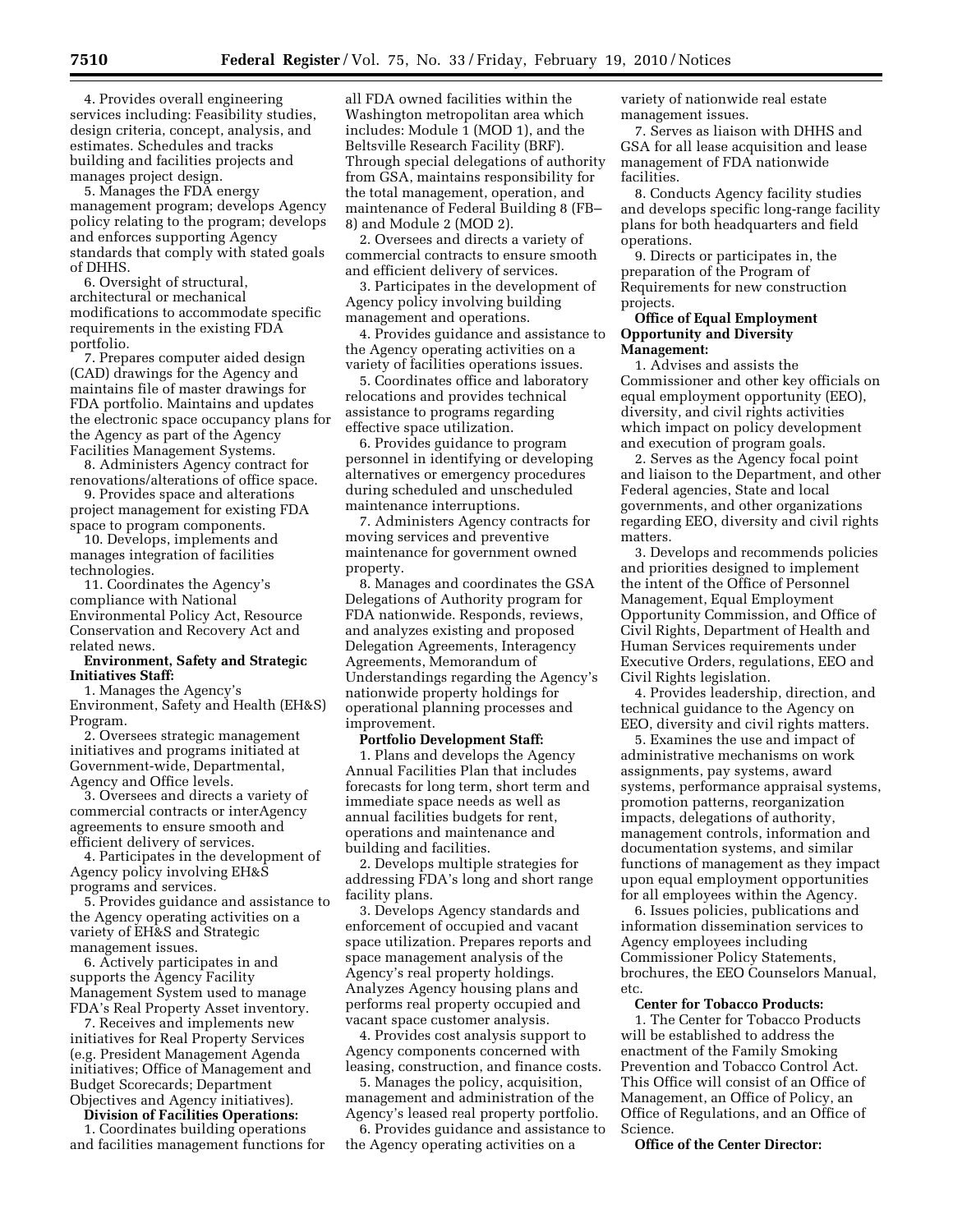4. Provides overall engineering services including: Feasibility studies, design criteria, concept, analysis, and estimates. Schedules and tracks building and facilities projects and manages project design.

5. Manages the FDA energy management program; develops Agency policy relating to the program; develops and enforces supporting Agency standards that comply with stated goals of DHHS.

6. Oversight of structural, architectural or mechanical modifications to accommodate specific requirements in the existing FDA portfolio.

7. Prepares computer aided design (CAD) drawings for the Agency and maintains file of master drawings for FDA portfolio. Maintains and updates the electronic space occupancy plans for the Agency as part of the Agency Facilities Management Systems.

8. Administers Agency contract for renovations/alterations of office space.

9. Provides space and alterations project management for existing FDA space to program components.

10. Develops, implements and manages integration of facilities technologies.

11. Coordinates the Agency's compliance with National Environmental Policy Act, Resource Conservation and Recovery Act and related news.

**Environment, Safety and Strategic Initiatives Staff:**

1. Manages the Agency's Environment, Safety and Health (EH&S) Program.

2. Oversees strategic management initiatives and programs initiated at Government-wide, Departmental, Agency and Office levels.

3. Oversees and directs a variety of commercial contracts or interAgency agreements to ensure smooth and efficient delivery of services.

4. Participates in the development of Agency policy involving EH&S programs and services.

5. Provides guidance and assistance to the Agency operating activities on a variety of EH&S and Strategic management issues.

6. Actively participates in and supports the Agency Facility Management System used to manage FDA's Real Property Asset inventory.

7. Receives and implements new initiatives for Real Property Services (e.g. President Management Agenda initiatives; Office of Management and Budget Scorecards; Department Objectives and Agency initiatives).

**Division of Facilities Operations:**

1. Coordinates building operations and facilities management functions for all FDA owned facilities within the Washington metropolitan area which includes: Module 1 (MOD 1), and the Beltsville Research Facility (BRF). Through special delegations of authority from GSA, maintains responsibility for the total management, operation, and maintenance of Federal Building 8 (FB–8) and Module 2 (MOD 2).

2. Oversees and directs a variety of commercial contracts to ensure smooth and efficient delivery of services.

3. Participates in the development of Agency policy involving building management and operations.

4. Provides guidance and assistance to the Agency operating activities on a variety of facilities operations issues.

5. Coordinates office and laboratory relocations and provides technical assistance to programs regarding effective space utilization.

6. Provides guidance to program personnel in identifying or developing alternatives or emergency procedures during scheduled and unscheduled maintenance interruptions.

7. Administers Agency contracts for moving services and preventive maintenance for government owned property.

8. Manages and coordinates the GSA Delegations of Authority program for FDA nationwide. Responds, reviews, and analyzes existing and proposed Delegation Agreements, Interagency Agreements, Memorandum of Understandings regarding the Agency's nationwide property holdings for operational planning processes and improvement.

**Portfolio Development Staff:**

1. Plans and develops the Agency Annual Facilities Plan that includes forecasts for long term, short term and immediate space needs as well as annual facilities budgets for rent, operations and maintenance and building and facilities.

2. Develops multiple strategies for addressing FDA's long and short range facility plans.

3. Develops Agency standards and enforcement of occupied and vacant space utilization. Prepares reports and space management analysis of the Agency's real property holdings. Analyzes Agency housing plans and performs real property occupied and vacant space customer analysis.

4. Provides cost analysis support to Agency components concerned with leasing, construction, and finance costs.

5. Manages the policy, acquisition, management and administration of the Agency's leased real property portfolio.

6. Provides guidance and assistance to the Agency operating activities on a variety of nationwide real estate management issues.

7. Serves as liaison with DHHS and GSA for all lease acquisition and lease management of FDA nationwide facilities.

8. Conducts Agency facility studies and develops specific long-range facility plans for both headquarters and field operations.

9. Directs or participates in, the preparation of the Program of Requirements for new construction projects.

**Office of Equal Employment Opportunity and Diversity Management:**

1. Advises and assists the Commissioner and other key officials on equal employment opportunity (EEO), diversity, and civil rights activities which impact on policy development and execution of program goals.

2. Serves as the Agency focal point and liaison to the Department, and other Federal agencies, State and local governments, and other organizations regarding EEO, diversity and civil rights matters.

3. Develops and recommends policies and priorities designed to implement the intent of the Office of Personnel Management, Equal Employment Opportunity Commission, and Office of Civil Rights, Department of Health and Human Services requirements under Executive Orders, regulations, EEO and Civil Rights legislation.

4. Provides leadership, direction, and technical guidance to the Agency on EEO, diversity and civil rights matters.

5. Examines the use and impact of administrative mechanisms on work assignments, pay systems, award systems, performance appraisal systems, promotion patterns, reorganization impacts, delegations of authority, management controls, information and documentation systems, and similar functions of management as they impact upon equal employment opportunities for all employees within the Agency.

6. Issues policies, publications and information dissemination services to Agency employees including Commissioner Policy Statements, brochures, the EEO Counselors Manual, etc.

**Center for Tobacco Products:**

1. The Center for Tobacco Products will be established to address the enactment of the Family Smoking Prevention and Tobacco Control Act. This Office will consist of an Office of Management, an Office of Policy, an Office of Regulations, and an Office of Science.

**Office of the Center Director:**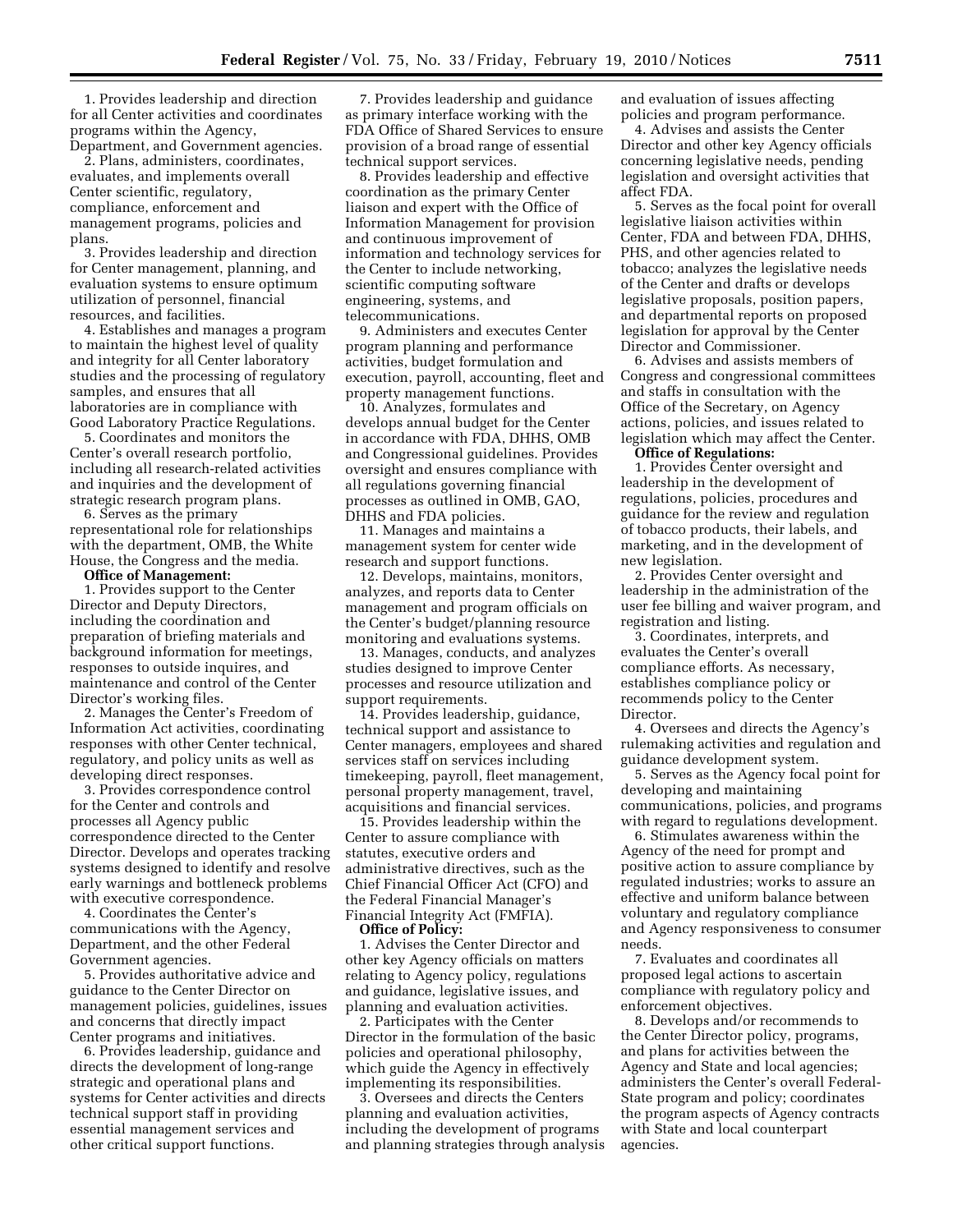1. Provides leadership and direction for all Center activities and coordinates programs within the Agency, Department, and Government agencies.

2. Plans, administers, coordinates, evaluates, and implements overall Center scientific, regulatory, compliance, enforcement and management programs, policies and plans.

3. Provides leadership and direction for Center management, planning, and evaluation systems to ensure optimum utilization of personnel, financial resources, and facilities.

4. Establishes and manages a program to maintain the highest level of quality and integrity for all Center laboratory studies and the processing of regulatory samples, and ensures that all laboratories are in compliance with Good Laboratory Practice Regulations.

5. Coordinates and monitors the Center's overall research portfolio, including all research-related activities and inquiries and the development of strategic research program plans.

6. Serves as the primary representational role for relationships with the department, OMB, the White House, the Congress and the media.

**Office of Management:**

1. Provides support to the Center Director and Deputy Directors, including the coordination and preparation of briefing materials and background information for meetings, responses to outside inquires, and maintenance and control of the Center Director's working files.

2. Manages the Center's Freedom of Information Act activities, coordinating responses with other Center technical, regulatory, and policy units as well as developing direct responses.

3. Provides correspondence control for the Center and controls and processes all Agency public correspondence directed to the Center Director. Develops and operates tracking systems designed to identify and resolve early warnings and bottleneck problems with executive correspondence.

4. Coordinates the Center's communications with the Agency, Department, and the other Federal Government agencies.

5. Provides authoritative advice and guidance to the Center Director on management policies, guidelines, issues and concerns that directly impact Center programs and initiatives.

6. Provides leadership, guidance and directs the development of long-range strategic and operational plans and systems for Center activities and directs technical support staff in providing essential management services and other critical support functions.

7. Provides leadership and guidance as primary interface working with the FDA Office of Shared Services to ensure provision of a broad range of essential technical support services.

8. Provides leadership and effective coordination as the primary Center liaison and expert with the Office of Information Management for provision and continuous improvement of information and technology services for the Center to include networking, scientific computing software engineering, systems, and telecommunications.

9. Administers and executes Center program planning and performance activities, budget formulation and execution, payroll, accounting, fleet and property management functions.

10. Analyzes, formulates and develops annual budget for the Center in accordance with FDA, DHHS, OMB and Congressional guidelines. Provides oversight and ensures compliance with all regulations governing financial processes as outlined in OMB, GAO, DHHS and FDA policies.

11. Manages and maintains a management system for center wide research and support functions.

12. Develops, maintains, monitors, analyzes, and reports data to Center management and program officials on the Center's budget/planning resource monitoring and evaluations systems.

13. Manages, conducts, and analyzes studies designed to improve Center processes and resource utilization and support requirements.

14. Provides leadership, guidance, technical support and assistance to Center managers, employees and shared services staff on services including timekeeping, payroll, fleet management, personal property management, travel, acquisitions and financial services.

15. Provides leadership within the Center to assure compliance with statutes, executive orders and administrative directives, such as the Chief Financial Officer Act (CFO) and the Federal Financial Manager's Financial Integrity Act (FMFIA).

**Office of Policy:**

1. Advises the Center Director and other key Agency officials on matters relating to Agency policy, regulations and guidance, legislative issues, and planning and evaluation activities.

2. Participates with the Center Director in the formulation of the basic policies and operational philosophy, which guide the Agency in effectively implementing its responsibilities.

3. Oversees and directs the Centers planning and evaluation activities, including the development of programs and planning strategies through analysis and evaluation of issues affecting policies and program performance.

4. Advises and assists the Center Director and other key Agency officials concerning legislative needs, pending legislation and oversight activities that affect FDA.

5. Serves as the focal point for overall legislative liaison activities within Center, FDA and between FDA, DHHS, PHS, and other agencies related to tobacco; analyzes the legislative needs of the Center and drafts or develops legislative proposals, position papers, and departmental reports on proposed legislation for approval by the Center Director and Commissioner.

6. Advises and assists members of Congress and congressional committees and staffs in consultation with the Office of the Secretary, on Agency actions, policies, and issues related to legislation which may affect the Center.

**Office of Regulations:**

1. Provides Center oversight and leadership in the development of regulations, policies, procedures and guidance for the review and regulation of tobacco products, their labels, and marketing, and in the development of new legislation.

2. Provides Center oversight and leadership in the administration of the user fee billing and waiver program, and registration and listing.

3. Coordinates, interprets, and evaluates the Center's overall compliance efforts. As necessary, establishes compliance policy or recommends policy to the Center Director.

4. Oversees and directs the Agency's rulemaking activities and regulation and guidance development system.

5. Serves as the Agency focal point for developing and maintaining communications, policies, and programs with regard to regulations development.

6. Stimulates awareness within the Agency of the need for prompt and positive action to assure compliance by regulated industries; works to assure an effective and uniform balance between voluntary and regulatory compliance and Agency responsiveness to consumer needs.

7. Evaluates and coordinates all proposed legal actions to ascertain compliance with regulatory policy and enforcement objectives.

8. Develops and/or recommends to the Center Director policy, programs, and plans for activities between the Agency and State and local agencies; administers the Center's overall Federal-State program and policy; coordinates the program aspects of Agency contracts with State and local counterpart agencies.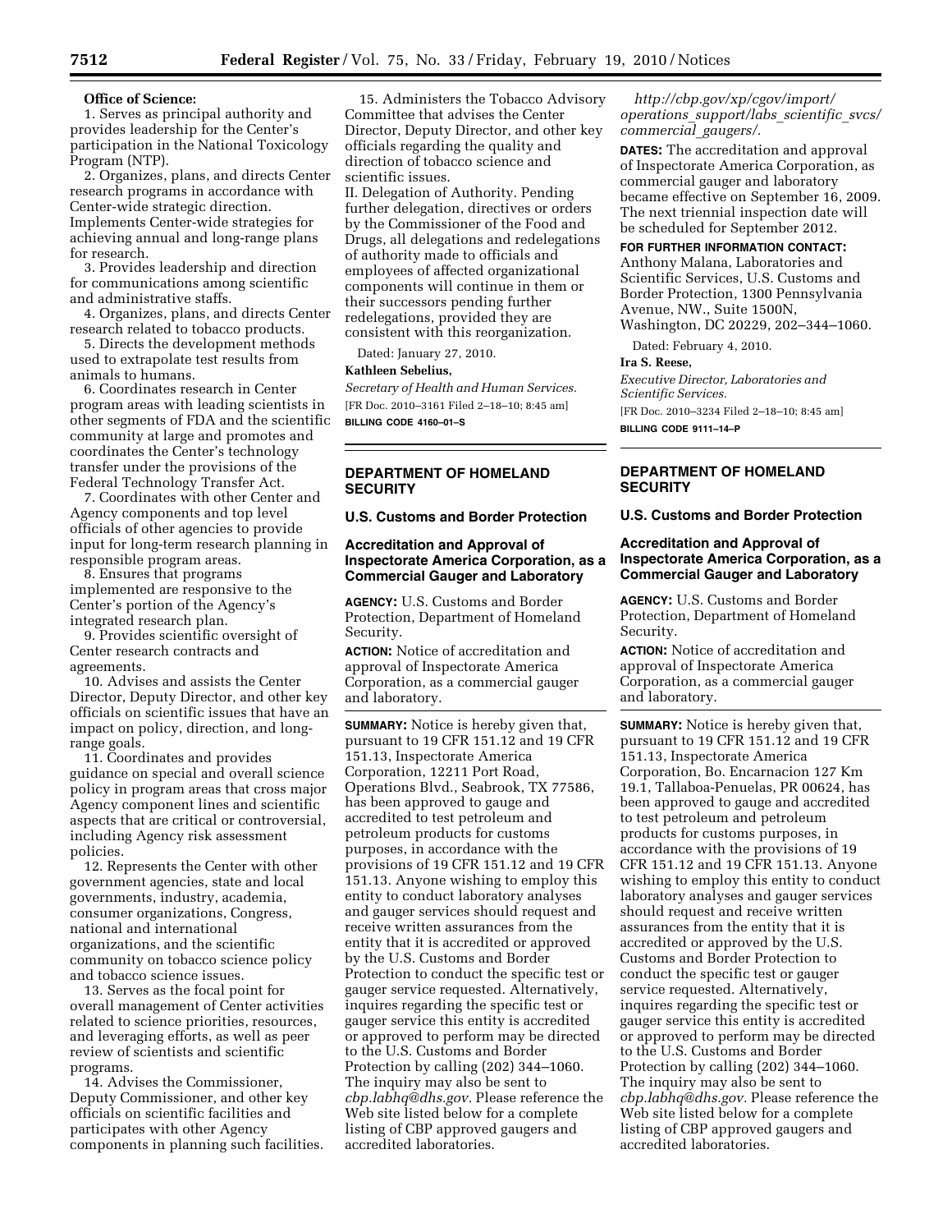**Office of Science:**

1. Serves as principal authority and provides leadership for the Center's participation in the National Toxicology Program (NTP).

2. Organizes, plans, and directs Center research programs in accordance with Center-wide strategic direction. Implements Center-wide strategies for achieving annual and long-range plans for research.

3. Provides leadership and direction for communications among scientific and administrative staffs.

4. Organizes, plans, and directs Center research related to tobacco products.

5. Directs the development methods used to extrapolate test results from animals to humans.

6. Coordinates research in Center program areas with leading scientists in other segments of FDA and the scientific community at large and promotes and coordinates the Center's technology transfer under the provisions of the Federal Technology Transfer Act.

7. Coordinates with other Center and Agency components and top level officials of other agencies to provide input for long-term research planning in responsible program areas.

8. Ensures that programs implemented are responsive to the Center's portion of the Agency's integrated research plan.

9. Provides scientific oversight of Center research contracts and agreements.

10. Advises and assists the Center Director, Deputy Director, and other key officials on scientific issues that have an impact on policy, direction, and long-range goals.

11. Coordinates and provides guidance on special and overall science policy in program areas that cross major Agency component lines and scientific aspects that are critical or controversial, including Agency risk assessment policies.

12. Represents the Center with other government agencies, state and local governments, industry, academia, consumer organizations, Congress, national and international organizations, and the scientific community on tobacco science policy and tobacco science issues.

13. Serves as the focal point for overall management of Center activities related to science priorities, resources, and leveraging efforts, as well as peer review of scientists and scientific programs.

14. Advises the Commissioner, Deputy Commissioner, and other key officials on scientific facilities and participates with other Agency components in planning such facilities.

15. Administers the Tobacco Advisory Committee that advises the Center Director, Deputy Director, and other key officials regarding the quality and direction of tobacco science and scientific issues.

II. Delegation of Authority. Pending further delegation, directives or orders by the Commissioner of the Food and Drugs, all delegations and redelegations of authority made to officials and employees of affected organizational components will continue in them or their successors pending further redelegations, provided they are consistent with this reorganization.

Dated: January 27, 2010.

**Kathleen Sebelius,**

*Secretary of Health and Human Services.*

[FR Doc. 2010–3161 Filed 2–18–10; 8:45 am]

**BILLING CODE 4160–01–S**

## DEPARTMENT OF HOMELAND SECURITY

### U.S. Customs and Border Protection

### Accreditation and Approval of Inspectorate America Corporation, as a Commercial Gauger and Laboratory

**AGENCY:** U.S. Customs and Border Protection, Department of Homeland Security.

**ACTION:** Notice of accreditation and approval of Inspectorate America Corporation, as a commercial gauger and laboratory.

**SUMMARY:** Notice is hereby given that, pursuant to 19 CFR 151.12 and 19 CFR 151.13, Inspectorate America Corporation, 12211 Port Road, Operations Blvd., Seabrook, TX 77586, has been approved to gauge and accredited to test petroleum and petroleum products for customs purposes, in accordance with the provisions of 19 CFR 151.12 and 19 CFR 151.13. Anyone wishing to employ this entity to conduct laboratory analyses and gauger services should request and receive written assurances from the entity that it is accredited or approved by the U.S. Customs and Border Protection to conduct the specific test or gauger service requested. Alternatively, inquires regarding the specific test or gauger service this entity is accredited or approved to perform may be directed to the U.S. Customs and Border Protection by calling (202) 344–1060. The inquiry may also be sent to *cbp.labhq@dhs.gov.* Please reference the Web site listed below for a complete listing of CBP approved gaugers and accredited laboratories.

*http://cbp.gov/xp/cgov/import/operations_support/labs_scientific_svcs/commercial_gaugers/.*

**DATES:** The accreditation and approval of Inspectorate America Corporation, as commercial gauger and laboratory became effective on September 16, 2009. The next triennial inspection date will be scheduled for September 2012.

**FOR FURTHER INFORMATION CONTACT:** Anthony Malana, Laboratories and Scientific Services, U.S. Customs and Border Protection, 1300 Pennsylvania Avenue, NW., Suite 1500N, Washington, DC 20229, 202–344–1060.

Dated: February 4, 2010.

**Ira S. Reese,**

*Executive Director, Laboratories and Scientific Services.*

[FR Doc. 2010–3234 Filed 2–18–10; 8:45 am]

**BILLING CODE 9111–14–P**

## DEPARTMENT OF HOMELAND SECURITY

### U.S. Customs and Border Protection

### Accreditation and Approval of Inspectorate America Corporation, as a Commercial Gauger and Laboratory

**AGENCY:** U.S. Customs and Border Protection, Department of Homeland Security.

**ACTION:** Notice of accreditation and approval of Inspectorate America Corporation, as a commercial gauger and laboratory.

**SUMMARY:** Notice is hereby given that, pursuant to 19 CFR 151.12 and 19 CFR 151.13, Inspectorate America Corporation, Bo. Encarnacion 127 Km 19.1, Tallaboa-Penuelas, PR 00624, has been approved to gauge and accredited to test petroleum and petroleum products for customs purposes, in accordance with the provisions of 19 CFR 151.12 and 19 CFR 151.13. Anyone wishing to employ this entity to conduct laboratory analyses and gauger services should request and receive written assurances from the entity that it is accredited or approved by the U.S. Customs and Border Protection to conduct the specific test or gauger service requested. Alternatively, inquires regarding the specific test or gauger service this entity is accredited or approved to perform may be directed to the U.S. Customs and Border Protection by calling (202) 344–1060. The inquiry may also be sent to *cbp.labhq@dhs.gov.* Please reference the Web site listed below for a complete listing of CBP approved gaugers and accredited laboratories.